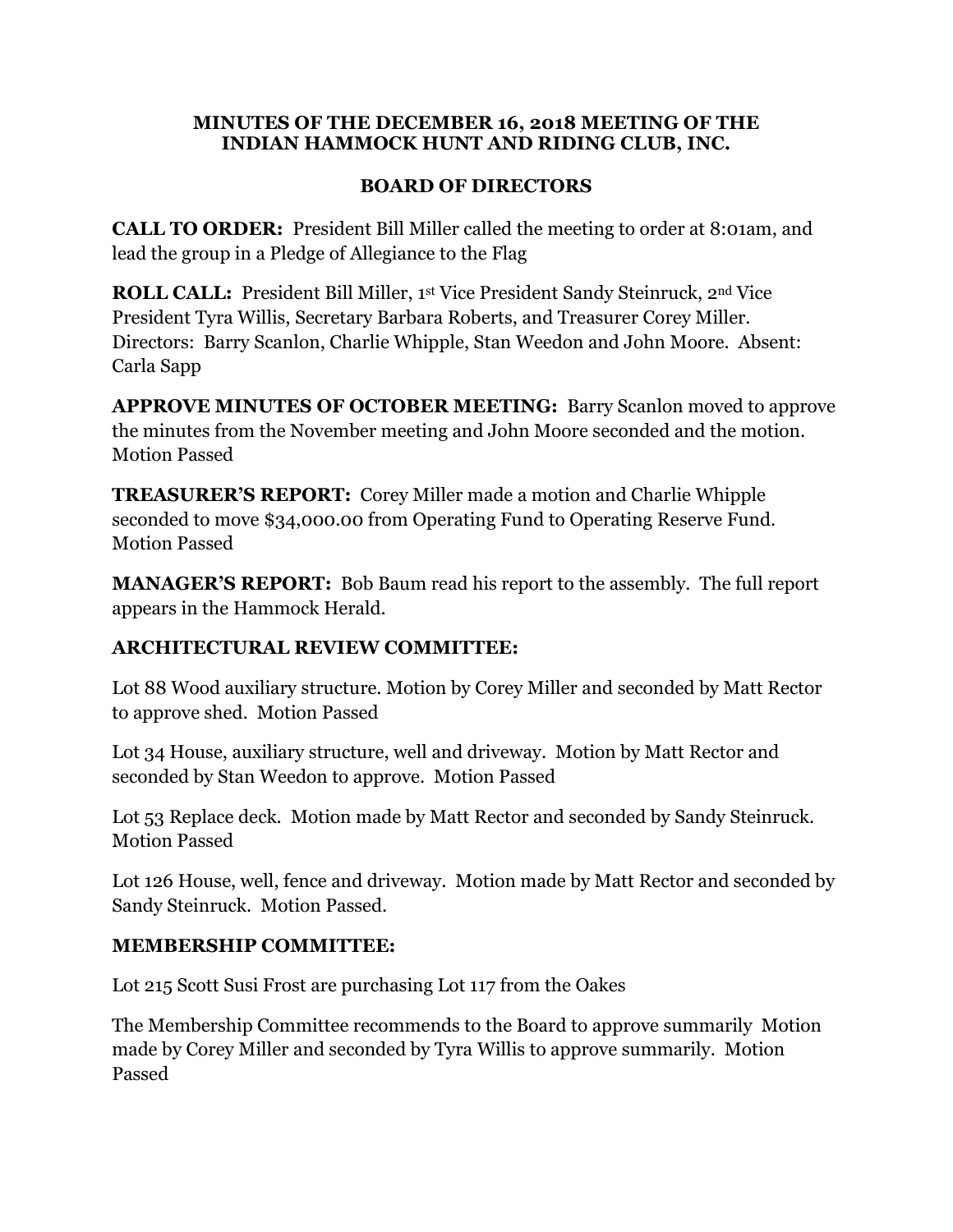**MINUTES OF THE DECEMBER 16, 2018 MEETING OF THE INDIAN HAMMOCK HUNT AND RIDING CLUB, INC.**

**BOARD OF DIRECTORS**

**CALL TO ORDER:** President Bill Miller called the meeting to order at 8:01am, and lead the group in a Pledge of Allegiance to the Flag

**ROLL CALL:** President Bill Miller, 1st Vice President Sandy Steinruck, 2nd Vice President Tyra Willis, Secretary Barbara Roberts, and Treasurer Corey Miller. Directors: Barry Scanlon, Charlie Whipple, Stan Weedon and John Moore. Absent: Carla Sapp

**APPROVE MINUTES OF OCTOBER MEETING:** Barry Scanlon moved to approve the minutes from the November meeting and John Moore seconded and the motion. Motion Passed

**TREASURER'S REPORT:** Corey Miller made a motion and Charlie Whipple seconded to move $34,000.00 from Operating Fund to Operating Reserve Fund. Motion Passed

**MANAGER'S REPORT:** Bob Baum read his report to the assembly. The full report appears in the Hammock Herald.

**ARCHITECTURAL REVIEW COMMITTEE:**

Lot 88 Wood auxiliary structure. Motion by Corey Miller and seconded by Matt Rector to approve shed. Motion Passed

Lot 34 House, auxiliary structure, well and driveway. Motion by Matt Rector and seconded by Stan Weedon to approve. Motion Passed

Lot 53 Replace deck. Motion made by Matt Rector and seconded by Sandy Steinruck. Motion Passed

Lot 126 House, well, fence and driveway. Motion made by Matt Rector and seconded by Sandy Steinruck. Motion Passed.

**MEMBERSHIP COMMITTEE:**

Lot 215 Scott Susi Frost are purchasing Lot 117 from the Oakes

The Membership Committee recommends to the Board to approve summarily Motion made by Corey Miller and seconded by Tyra Willis to approve summarily. Motion Passed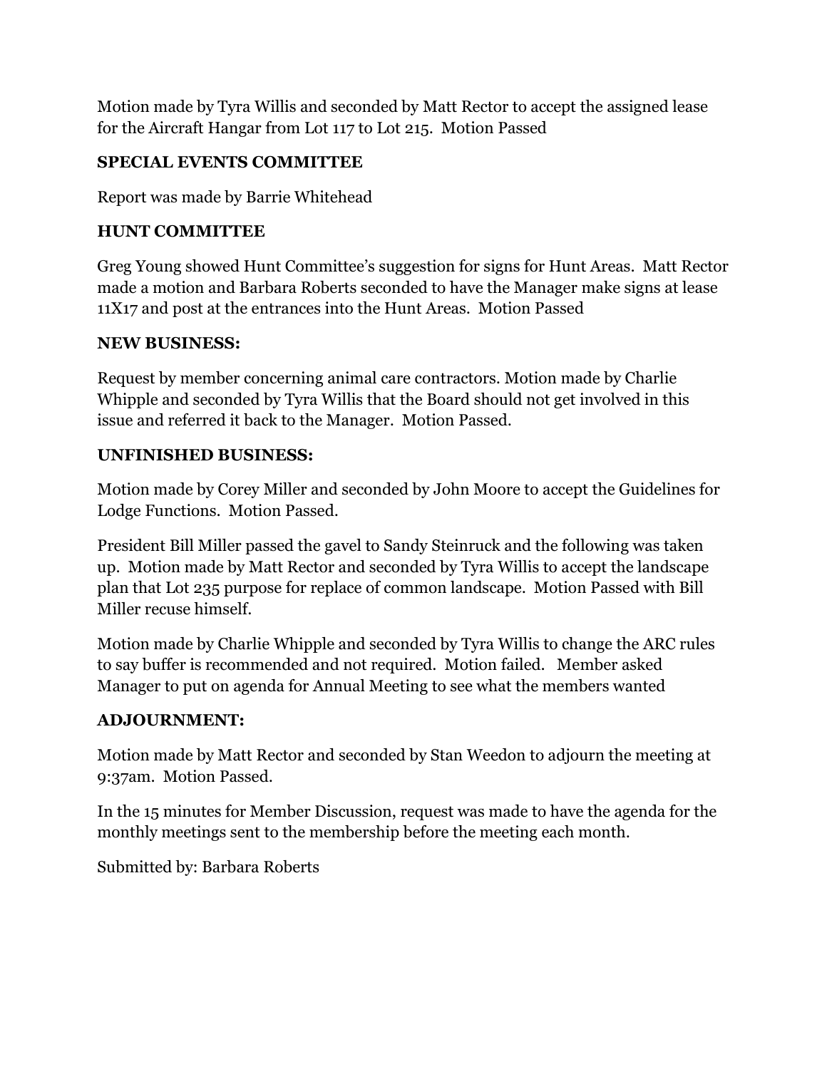Motion made by Tyra Willis and seconded by Matt Rector to accept the assigned lease for the Aircraft Hangar from Lot 117 to Lot 215. Motion Passed

**SPECIAL EVENTS COMMITTEE**

Report was made by Barrie Whitehead

**HUNT COMMITTEE**

Greg Young showed Hunt Committee's suggestion for signs for Hunt Areas. Matt Rector made a motion and Barbara Roberts seconded to have the Manager make signs at lease 11X17 and post at the entrances into the Hunt Areas. Motion Passed

**NEW BUSINESS:**

Request by member concerning animal care contractors. Motion made by Charlie Whipple and seconded by Tyra Willis that the Board should not get involved in this issue and referred it back to the Manager. Motion Passed.

**UNFINISHED BUSINESS:**

Motion made by Corey Miller and seconded by John Moore to accept the Guidelines for Lodge Functions. Motion Passed.

President Bill Miller passed the gavel to Sandy Steinruck and the following was taken up. Motion made by Matt Rector and seconded by Tyra Willis to accept the landscape plan that Lot 235 purpose for replace of common landscape. Motion Passed with Bill Miller recuse himself.

Motion made by Charlie Whipple and seconded by Tyra Willis to change the ARC rules to say buffer is recommended and not required. Motion failed. Member asked Manager to put on agenda for Annual Meeting to see what the members wanted

**ADJOURNMENT:**

Motion made by Matt Rector and seconded by Stan Weedon to adjourn the meeting at 9:37am. Motion Passed.

In the 15 minutes for Member Discussion, request was made to have the agenda for the monthly meetings sent to the membership before the meeting each month.

Submitted by: Barbara Roberts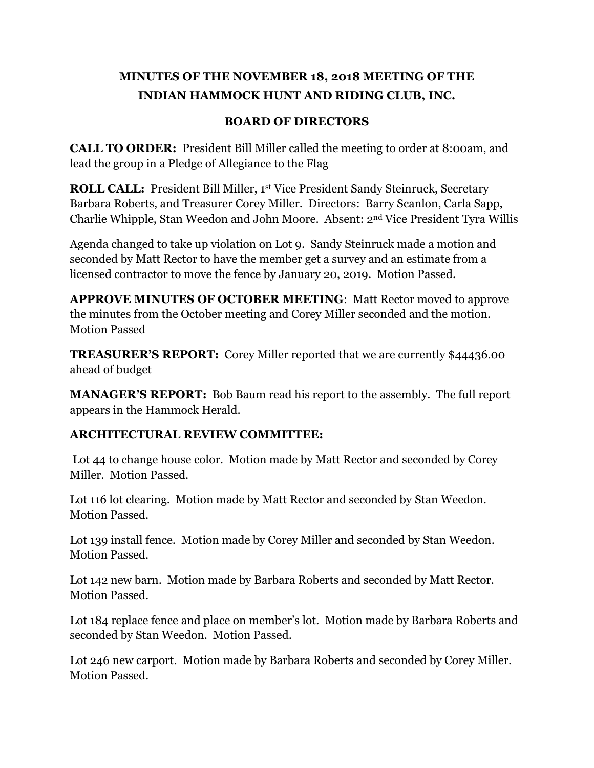# MINUTES OF THE NOVEMBER 18, 2018 MEETING OF THE INDIAN HAMMOCK HUNT AND RIDING CLUB, INC.

## BOARD OF DIRECTORS

**CALL TO ORDER:** President Bill Miller called the meeting to order at 8:00am, and lead the group in a Pledge of Allegiance to the Flag

**ROLL CALL:** President Bill Miller, 1st Vice President Sandy Steinruck, Secretary Barbara Roberts, and Treasurer Corey Miller. Directors: Barry Scanlon, Carla Sapp, Charlie Whipple, Stan Weedon and John Moore. Absent: 2nd Vice President Tyra Willis

Agenda changed to take up violation on Lot 9. Sandy Steinruck made a motion and seconded by Matt Rector to have the member get a survey and an estimate from a licensed contractor to move the fence by January 20, 2019. Motion Passed.

**APPROVE MINUTES OF OCTOBER MEETING**: Matt Rector moved to approve the minutes from the October meeting and Corey Miller seconded and the motion. Motion Passed

**TREASURER'S REPORT:** Corey Miller reported that we are currently $44436.00 ahead of budget

**MANAGER'S REPORT:** Bob Baum read his report to the assembly. The full report appears in the Hammock Herald.

**ARCHITECTURAL REVIEW COMMITTEE:**

Lot 44 to change house color. Motion made by Matt Rector and seconded by Corey Miller. Motion Passed.

Lot 116 lot clearing. Motion made by Matt Rector and seconded by Stan Weedon. Motion Passed.

Lot 139 install fence. Motion made by Corey Miller and seconded by Stan Weedon. Motion Passed.

Lot 142 new barn. Motion made by Barbara Roberts and seconded by Matt Rector. Motion Passed.

Lot 184 replace fence and place on member's lot. Motion made by Barbara Roberts and seconded by Stan Weedon. Motion Passed.

Lot 246 new carport. Motion made by Barbara Roberts and seconded by Corey Miller. Motion Passed.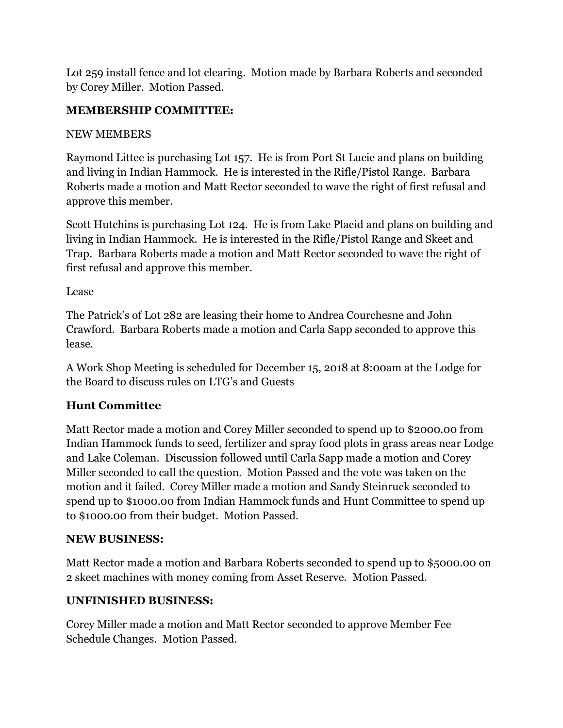Lot 259 install fence and lot clearing. Motion made by Barbara Roberts and seconded by Corey Miller. Motion Passed.

**MEMBERSHIP COMMITTEE:**

NEW MEMBERS

Raymond Littee is purchasing Lot 157. He is from Port St Lucie and plans on building and living in Indian Hammock. He is interested in the Rifle/Pistol Range. Barbara Roberts made a motion and Matt Rector seconded to wave the right of first refusal and approve this member.

Scott Hutchins is purchasing Lot 124. He is from Lake Placid and plans on building and living in Indian Hammock. He is interested in the Rifle/Pistol Range and Skeet and Trap. Barbara Roberts made a motion and Matt Rector seconded to wave the right of first refusal and approve this member.

Lease

The Patrick's of Lot 282 are leasing their home to Andrea Courchesne and John Crawford. Barbara Roberts made a motion and Carla Sapp seconded to approve this lease.

A Work Shop Meeting is scheduled for December 15, 2018 at 8:00am at the Lodge for the Board to discuss rules on LTG's and Guests

**Hunt Committee**

Matt Rector made a motion and Corey Miller seconded to spend up to $2000.00 from Indian Hammock funds to seed, fertilizer and spray food plots in grass areas near Lodge and Lake Coleman. Discussion followed until Carla Sapp made a motion and Corey Miller seconded to call the question. Motion Passed and the vote was taken on the motion and it failed. Corey Miller made a motion and Sandy Steinruck seconded to spend up to $1000.00 from Indian Hammock funds and Hunt Committee to spend up to $1000.00 from their budget. Motion Passed.

**NEW BUSINESS:**

Matt Rector made a motion and Barbara Roberts seconded to spend up to $5000.00 on 2 skeet machines with money coming from Asset Reserve. Motion Passed.

**UNFINISHED BUSINESS:**

Corey Miller made a motion and Matt Rector seconded to approve Member Fee Schedule Changes. Motion Passed.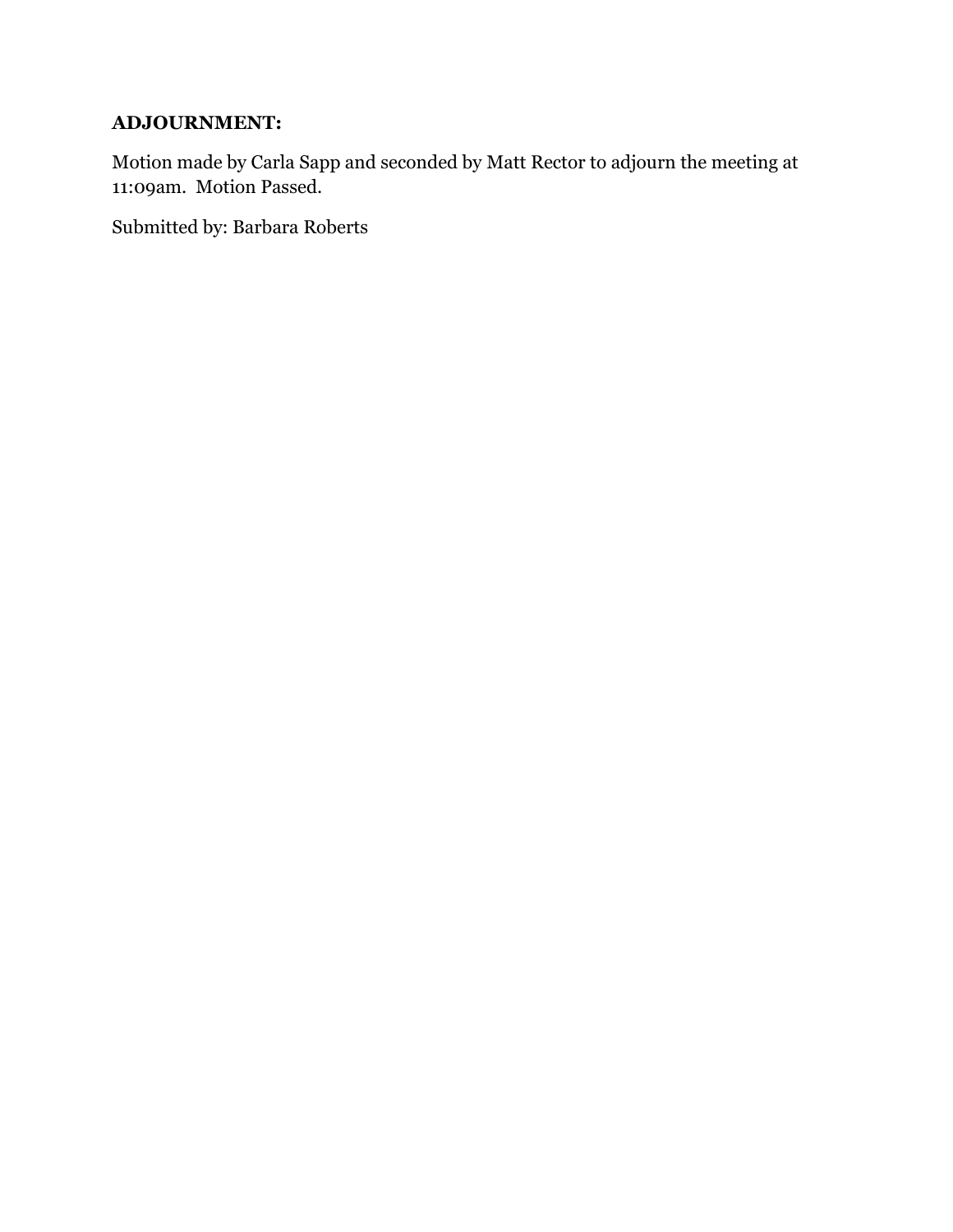**ADJOURNMENT:**

Motion made by Carla Sapp and seconded by Matt Rector to adjourn the meeting at 11:09am. Motion Passed.

Submitted by: Barbara Roberts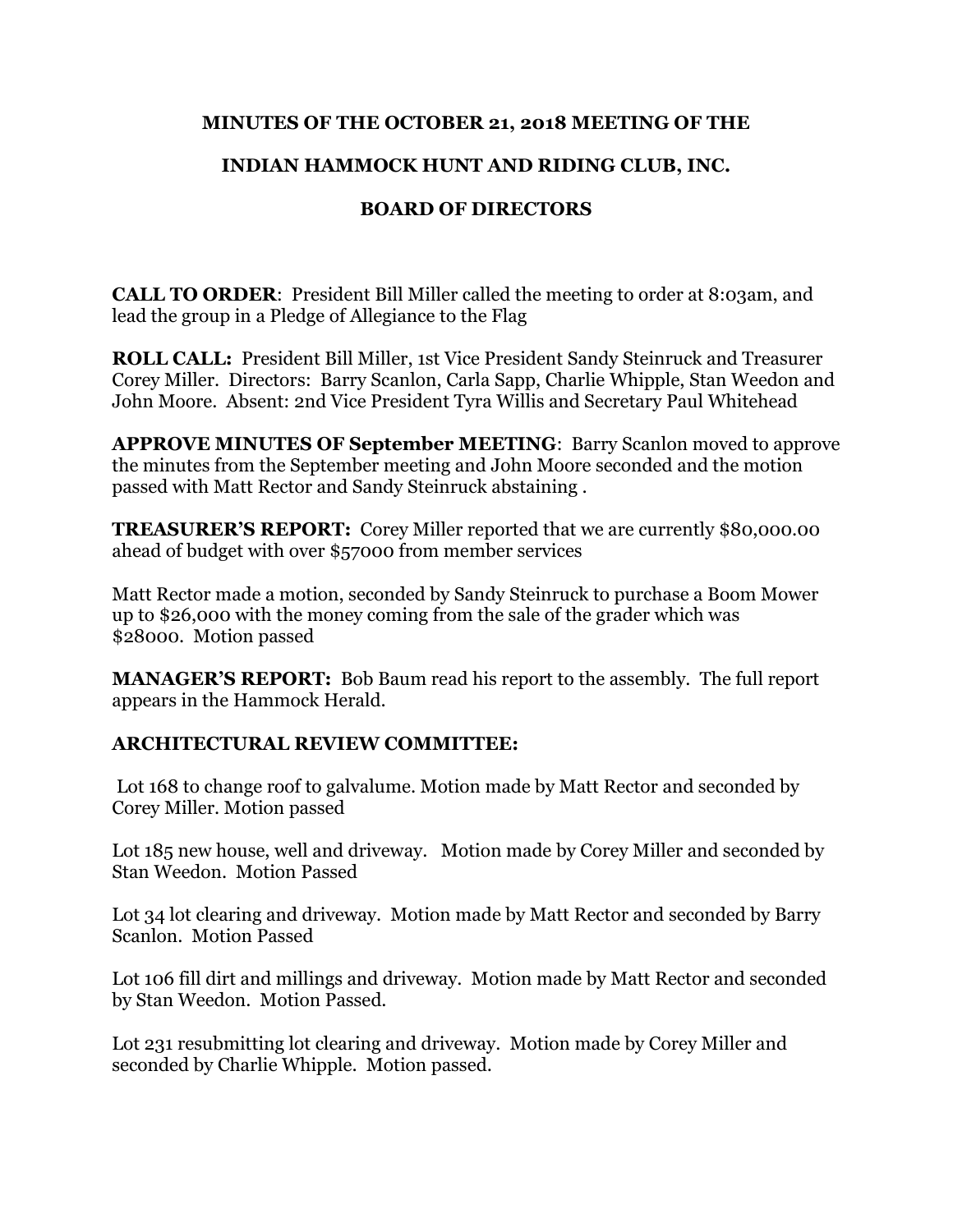**MINUTES OF THE OCTOBER 21, 2018 MEETING OF THE**

**INDIAN HAMMOCK HUNT AND RIDING CLUB, INC.**

**BOARD OF DIRECTORS**

**CALL TO ORDER**: President Bill Miller called the meeting to order at 8:03am, and lead the group in a Pledge of Allegiance to the Flag

**ROLL CALL:** President Bill Miller, 1st Vice President Sandy Steinruck and Treasurer Corey Miller. Directors: Barry Scanlon, Carla Sapp, Charlie Whipple, Stan Weedon and John Moore. Absent: 2nd Vice President Tyra Willis and Secretary Paul Whitehead

**APPROVE MINUTES OF September MEETING**: Barry Scanlon moved to approve the minutes from the September meeting and John Moore seconded and the motion passed with Matt Rector and Sandy Steinruck abstaining .

**TREASURER'S REPORT:** Corey Miller reported that we are currently $80,000.00 ahead of budget with over $57000 from member services

Matt Rector made a motion, seconded by Sandy Steinruck to purchase a Boom Mower up to $26,000 with the money coming from the sale of the grader which was $28000. Motion passed

**MANAGER'S REPORT:** Bob Baum read his report to the assembly. The full report appears in the Hammock Herald.

**ARCHITECTURAL REVIEW COMMITTEE:**

Lot 168 to change roof to galvalume. Motion made by Matt Rector and seconded by Corey Miller. Motion passed

Lot 185 new house, well and driveway. Motion made by Corey Miller and seconded by Stan Weedon. Motion Passed

Lot 34 lot clearing and driveway. Motion made by Matt Rector and seconded by Barry Scanlon. Motion Passed

Lot 106 fill dirt and millings and driveway. Motion made by Matt Rector and seconded by Stan Weedon. Motion Passed.

Lot 231 resubmitting lot clearing and driveway. Motion made by Corey Miller and seconded by Charlie Whipple. Motion passed.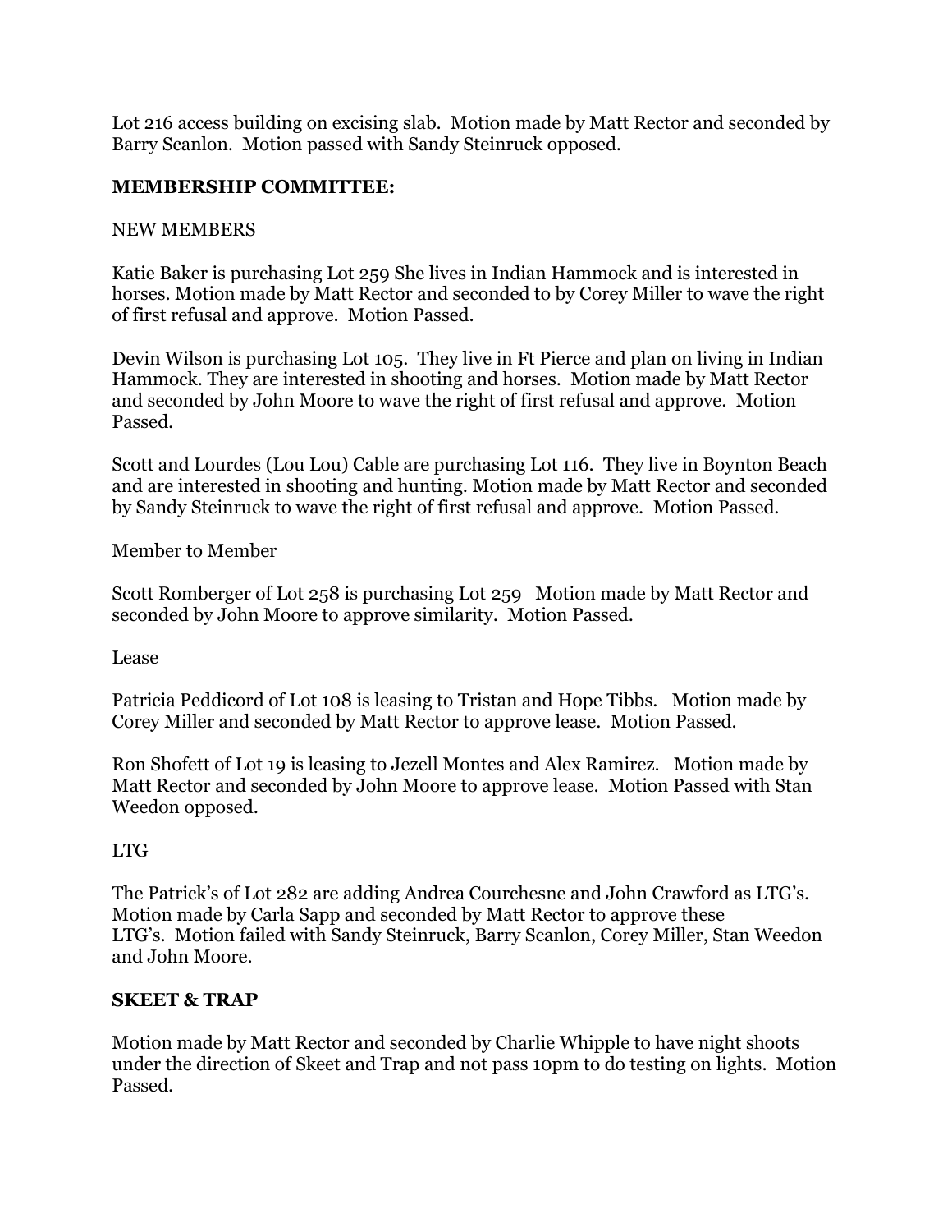Lot 216 access building on excising slab. Motion made by Matt Rector and seconded by Barry Scanlon. Motion passed with Sandy Steinruck opposed.

**MEMBERSHIP COMMITTEE:**

NEW MEMBERS

Katie Baker is purchasing Lot 259 She lives in Indian Hammock and is interested in horses. Motion made by Matt Rector and seconded to by Corey Miller to wave the right of first refusal and approve. Motion Passed.

Devin Wilson is purchasing Lot 105. They live in Ft Pierce and plan on living in Indian Hammock. They are interested in shooting and horses. Motion made by Matt Rector and seconded by John Moore to wave the right of first refusal and approve. Motion Passed.

Scott and Lourdes (Lou Lou) Cable are purchasing Lot 116. They live in Boynton Beach and are interested in shooting and hunting. Motion made by Matt Rector and seconded by Sandy Steinruck to wave the right of first refusal and approve. Motion Passed.

Member to Member

Scott Romberger of Lot 258 is purchasing Lot 259 Motion made by Matt Rector and seconded by John Moore to approve similarity. Motion Passed.

Lease

Patricia Peddicord of Lot 108 is leasing to Tristan and Hope Tibbs. Motion made by Corey Miller and seconded by Matt Rector to approve lease. Motion Passed.

Ron Shofett of Lot 19 is leasing to Jezell Montes and Alex Ramirez. Motion made by Matt Rector and seconded by John Moore to approve lease. Motion Passed with Stan Weedon opposed.

LTG

The Patrick's of Lot 282 are adding Andrea Courchesne and John Crawford as LTG's. Motion made by Carla Sapp and seconded by Matt Rector to approve these LTG's. Motion failed with Sandy Steinruck, Barry Scanlon, Corey Miller, Stan Weedon and John Moore.

**SKEET & TRAP**

Motion made by Matt Rector and seconded by Charlie Whipple to have night shoots under the direction of Skeet and Trap and not pass 10pm to do testing on lights. Motion Passed.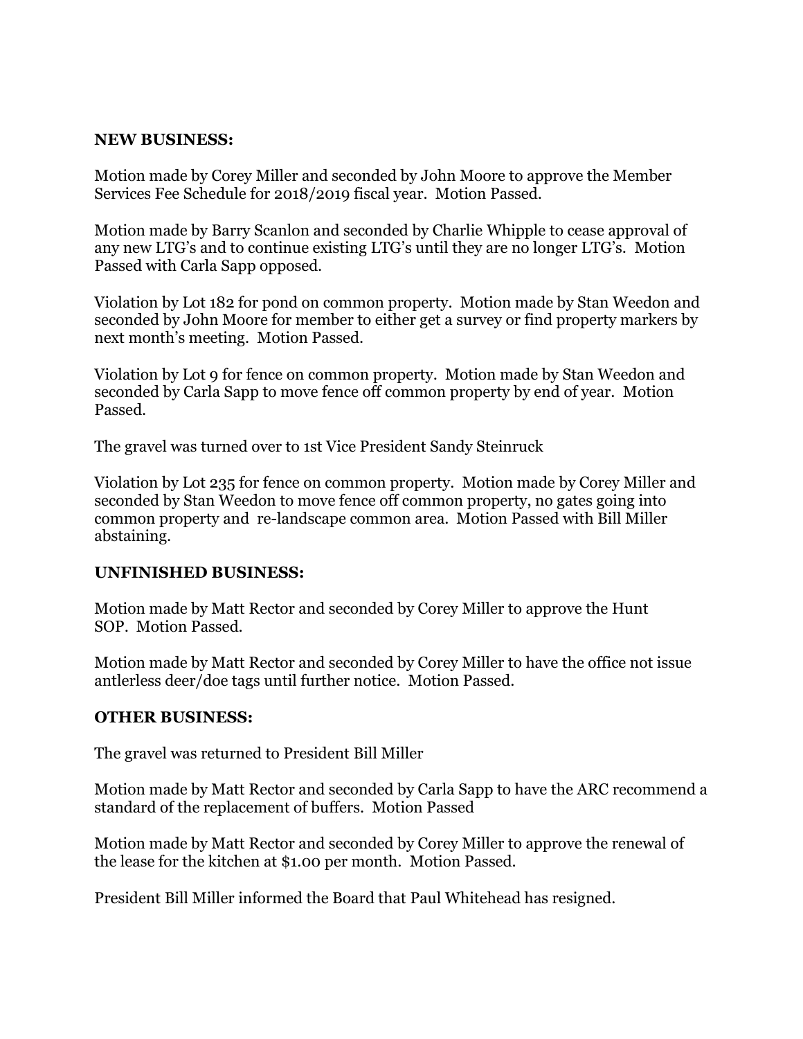**NEW BUSINESS:**

Motion made by Corey Miller and seconded by John Moore to approve the Member Services Fee Schedule for 2018/2019 fiscal year. Motion Passed.

Motion made by Barry Scanlon and seconded by Charlie Whipple to cease approval of any new LTG's and to continue existing LTG's until they are no longer LTG's. Motion Passed with Carla Sapp opposed.

Violation by Lot 182 for pond on common property. Motion made by Stan Weedon and seconded by John Moore for member to either get a survey or find property markers by next month's meeting. Motion Passed.

Violation by Lot 9 for fence on common property. Motion made by Stan Weedon and seconded by Carla Sapp to move fence off common property by end of year. Motion Passed.

The gravel was turned over to 1st Vice President Sandy Steinruck

Violation by Lot 235 for fence on common property. Motion made by Corey Miller and seconded by Stan Weedon to move fence off common property, no gates going into common property and re-landscape common area. Motion Passed with Bill Miller abstaining.

**UNFINISHED BUSINESS:**

Motion made by Matt Rector and seconded by Corey Miller to approve the Hunt SOP. Motion Passed.

Motion made by Matt Rector and seconded by Corey Miller to have the office not issue antlerless deer/doe tags until further notice. Motion Passed.

**OTHER BUSINESS:**

The gravel was returned to President Bill Miller

Motion made by Matt Rector and seconded by Carla Sapp to have the ARC recommend a standard of the replacement of buffers. Motion Passed

Motion made by Matt Rector and seconded by Corey Miller to approve the renewal of the lease for the kitchen at $1.00 per month. Motion Passed.

President Bill Miller informed the Board that Paul Whitehead has resigned.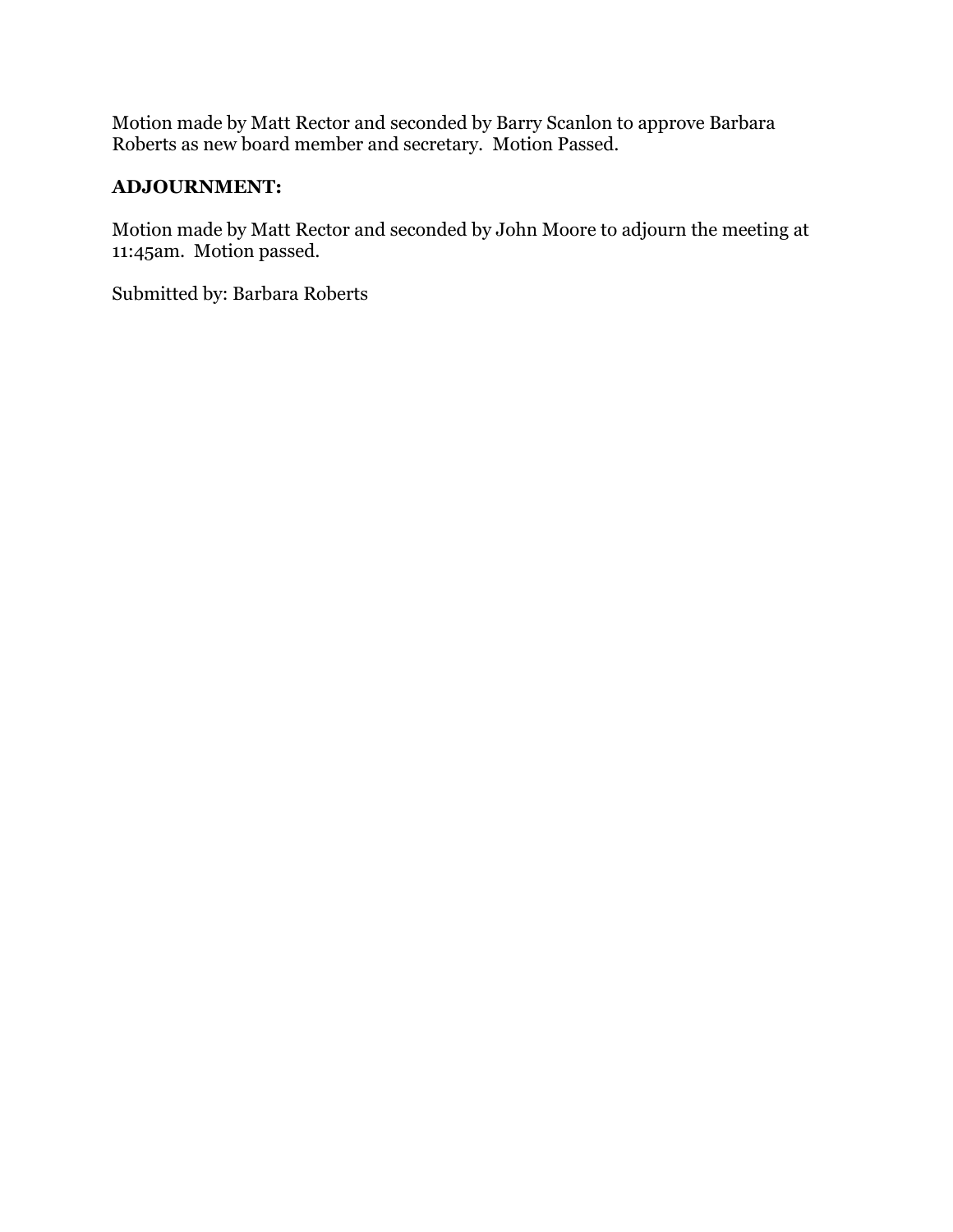Motion made by Matt Rector and seconded by Barry Scanlon to approve Barbara Roberts as new board member and secretary. Motion Passed.

**ADJOURNMENT:**

Motion made by Matt Rector and seconded by John Moore to adjourn the meeting at 11:45am. Motion passed.

Submitted by: Barbara Roberts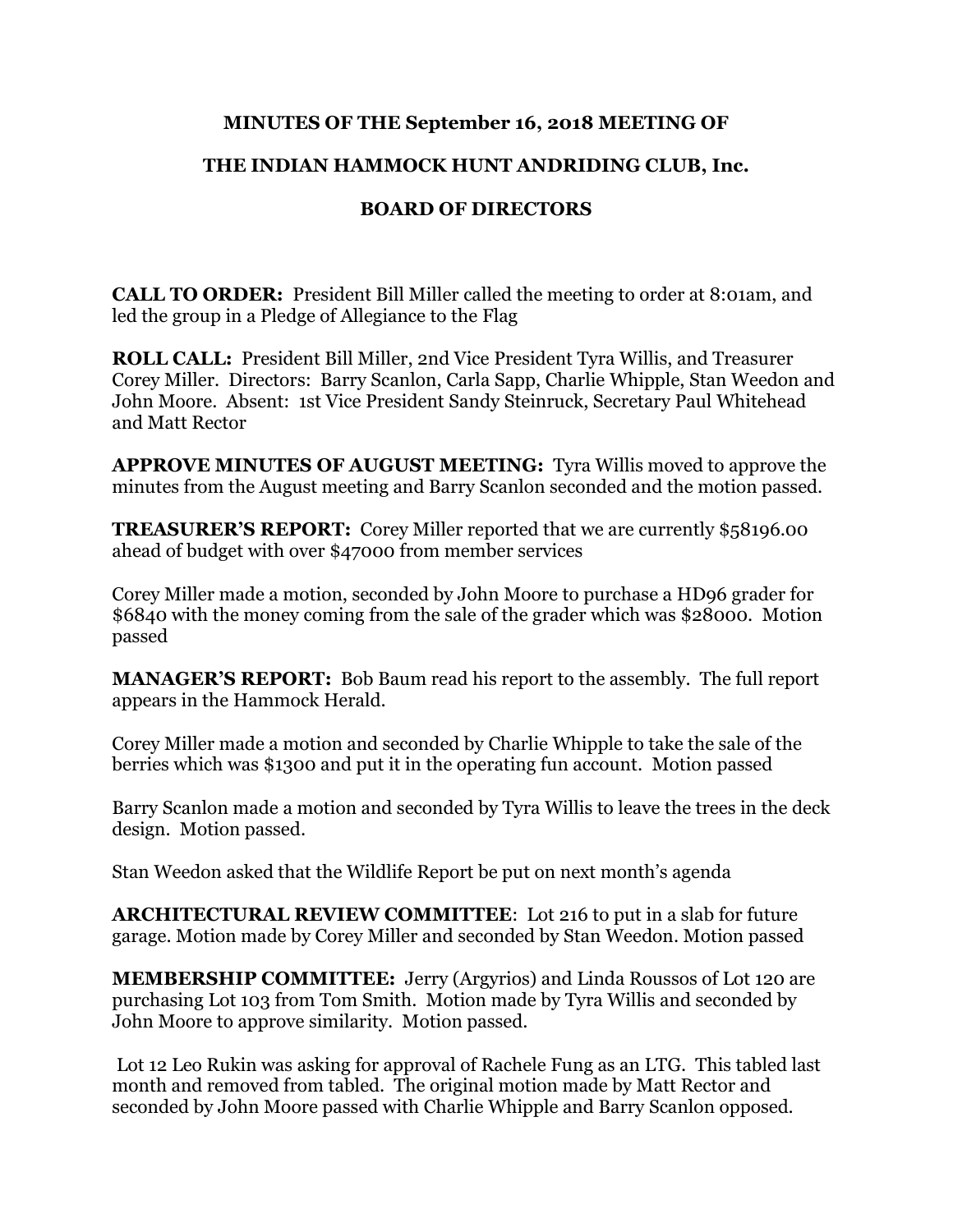# MINUTES OF THE September 16, 2018 MEETING OF

# THE INDIAN HAMMOCK HUNT ANDRIDING CLUB, Inc.

# BOARD OF DIRECTORS

**CALL TO ORDER:** President Bill Miller called the meeting to order at 8:01am, and led the group in a Pledge of Allegiance to the Flag

**ROLL CALL:** President Bill Miller, 2nd Vice President Tyra Willis, and Treasurer Corey Miller. Directors: Barry Scanlon, Carla Sapp, Charlie Whipple, Stan Weedon and John Moore. Absent: 1st Vice President Sandy Steinruck, Secretary Paul Whitehead and Matt Rector

**APPROVE MINUTES OF AUGUST MEETING:** Tyra Willis moved to approve the minutes from the August meeting and Barry Scanlon seconded and the motion passed.

**TREASURER'S REPORT:** Corey Miller reported that we are currently $58196.00 ahead of budget with over $47000 from member services

Corey Miller made a motion, seconded by John Moore to purchase a HD96 grader for $6840 with the money coming from the sale of the grader which was $28000. Motion passed

**MANAGER'S REPORT:** Bob Baum read his report to the assembly. The full report appears in the Hammock Herald.

Corey Miller made a motion and seconded by Charlie Whipple to take the sale of the berries which was $1300 and put it in the operating fun account. Motion passed

Barry Scanlon made a motion and seconded by Tyra Willis to leave the trees in the deck design. Motion passed.

Stan Weedon asked that the Wildlife Report be put on next month's agenda

**ARCHITECTURAL REVIEW COMMITTEE**: Lot 216 to put in a slab for future garage. Motion made by Corey Miller and seconded by Stan Weedon. Motion passed

**MEMBERSHIP COMMITTEE:** Jerry (Argyrios) and Linda Roussos of Lot 120 are purchasing Lot 103 from Tom Smith. Motion made by Tyra Willis and seconded by John Moore to approve similarity. Motion passed.

Lot 12 Leo Rukin was asking for approval of Rachele Fung as an LTG. This tabled last month and removed from tabled. The original motion made by Matt Rector and seconded by John Moore passed with Charlie Whipple and Barry Scanlon opposed.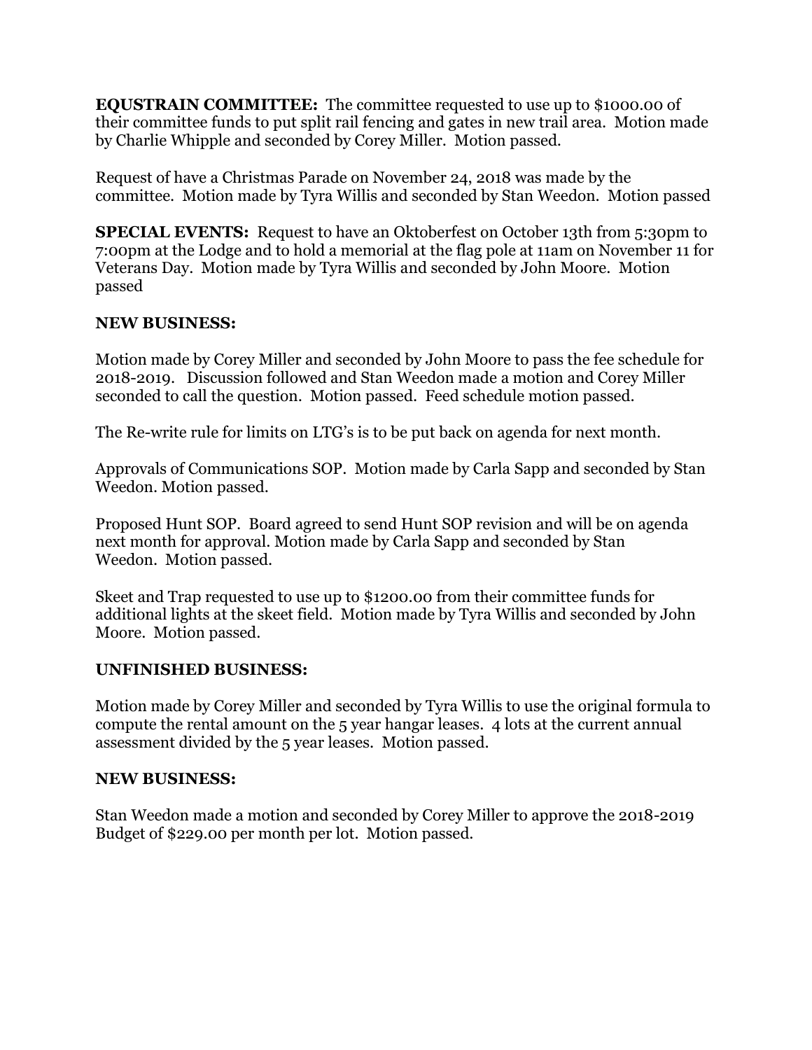**EQUSTRAIN COMMITTEE:** The committee requested to use up to $1000.00 of their committee funds to put split rail fencing and gates in new trail area. Motion made by Charlie Whipple and seconded by Corey Miller. Motion passed.

Request of have a Christmas Parade on November 24, 2018 was made by the committee. Motion made by Tyra Willis and seconded by Stan Weedon. Motion passed

**SPECIAL EVENTS:** Request to have an Oktoberfest on October 13th from 5:30pm to 7:00pm at the Lodge and to hold a memorial at the flag pole at 11am on November 11 for Veterans Day. Motion made by Tyra Willis and seconded by John Moore. Motion passed

**NEW BUSINESS:**

Motion made by Corey Miller and seconded by John Moore to pass the fee schedule for 2018-2019. Discussion followed and Stan Weedon made a motion and Corey Miller seconded to call the question. Motion passed. Feed schedule motion passed.

The Re-write rule for limits on LTG's is to be put back on agenda for next month.

Approvals of Communications SOP. Motion made by Carla Sapp and seconded by Stan Weedon. Motion passed.

Proposed Hunt SOP. Board agreed to send Hunt SOP revision and will be on agenda next month for approval. Motion made by Carla Sapp and seconded by Stan Weedon. Motion passed.

Skeet and Trap requested to use up to $1200.00 from their committee funds for additional lights at the skeet field. Motion made by Tyra Willis and seconded by John Moore. Motion passed.

**UNFINISHED BUSINESS:**

Motion made by Corey Miller and seconded by Tyra Willis to use the original formula to compute the rental amount on the 5 year hangar leases. 4 lots at the current annual assessment divided by the 5 year leases. Motion passed.

**NEW BUSINESS:**

Stan Weedon made a motion and seconded by Corey Miller to approve the 2018-2019 Budget of $229.00 per month per lot. Motion passed.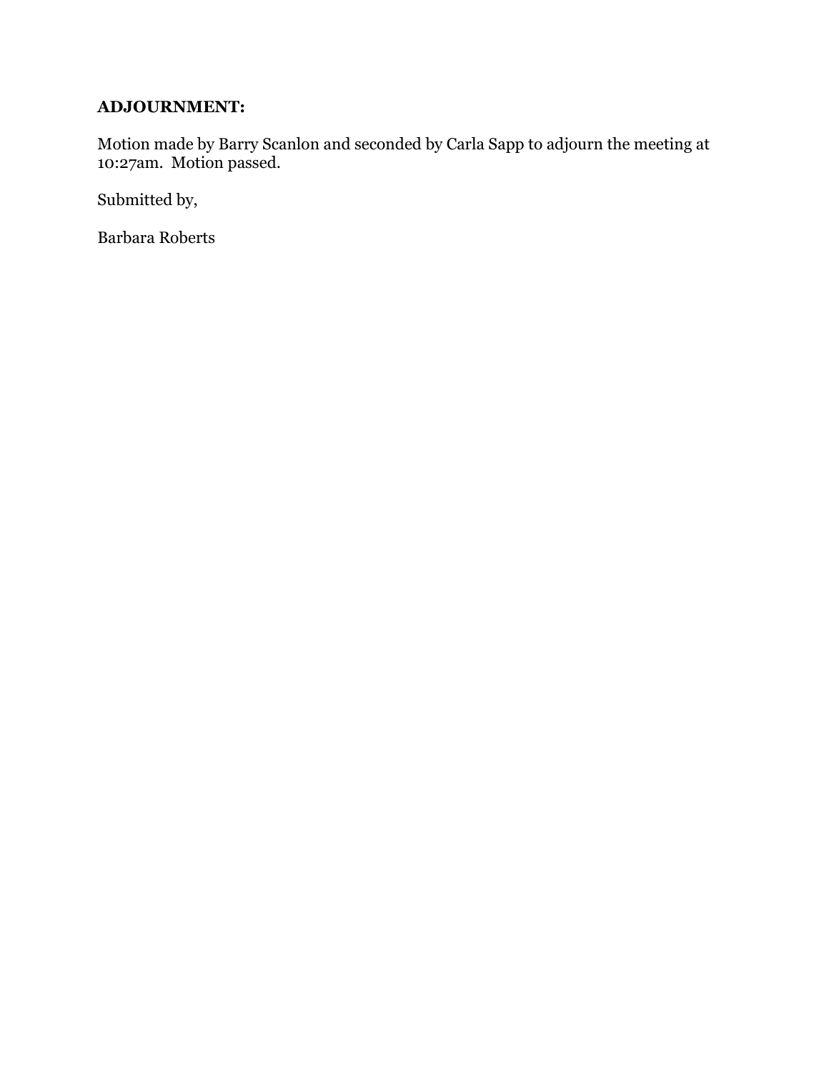**ADJOURNMENT:**

Motion made by Barry Scanlon and seconded by Carla Sapp to adjourn the meeting at 10:27am. Motion passed.

Submitted by,

Barbara Roberts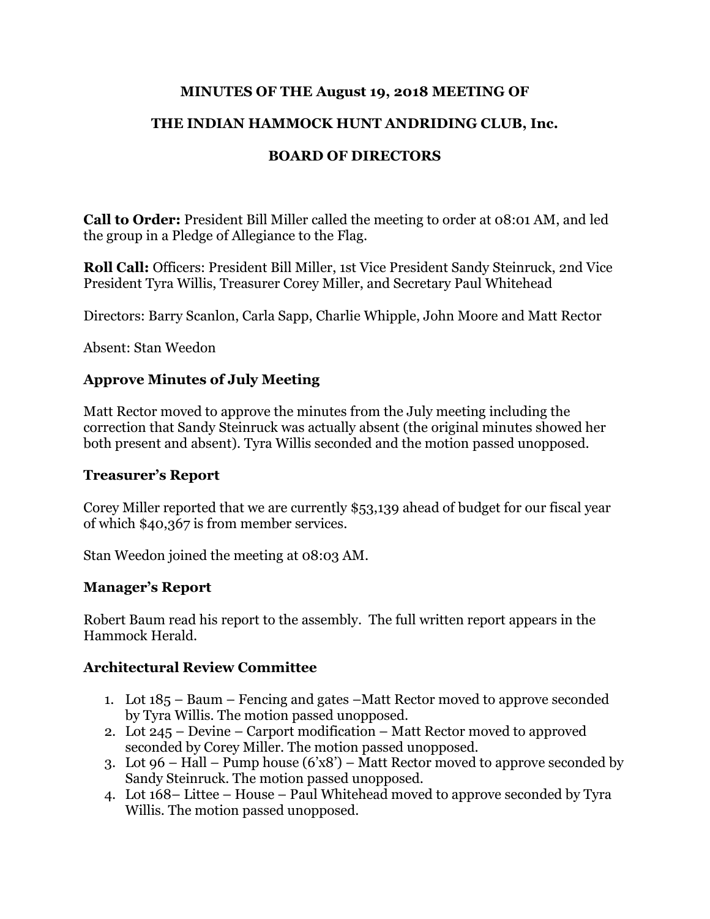**MINUTES OF THE August 19, 2018 MEETING OF**

**THE INDIAN HAMMOCK HUNT ANDRIDING CLUB, Inc.**

**BOARD OF DIRECTORS**

**Call to Order:** President Bill Miller called the meeting to order at 08:01 AM, and led the group in a Pledge of Allegiance to the Flag.

**Roll Call:** Officers: President Bill Miller, 1st Vice President Sandy Steinruck, 2nd Vice President Tyra Willis, Treasurer Corey Miller, and Secretary Paul Whitehead

Directors: Barry Scanlon, Carla Sapp, Charlie Whipple, John Moore and Matt Rector

Absent: Stan Weedon

### Approve Minutes of July Meeting

Matt Rector moved to approve the minutes from the July meeting including the correction that Sandy Steinruck was actually absent (the original minutes showed her both present and absent). Tyra Willis seconded and the motion passed unopposed.

### Treasurer's Report

Corey Miller reported that we are currently $53,139 ahead of budget for our fiscal year of which $40,367 is from member services.

Stan Weedon joined the meeting at 08:03 AM.

### Manager's Report

Robert Baum read his report to the assembly. The full written report appears in the Hammock Herald.

### Architectural Review Committee

1. Lot 185 – Baum – Fencing and gates –Matt Rector moved to approve seconded by Tyra Willis. The motion passed unopposed.
2. Lot 245 – Devine – Carport modification – Matt Rector moved to approved seconded by Corey Miller. The motion passed unopposed.
3. Lot 96 – Hall – Pump house (6'x8') – Matt Rector moved to approve seconded by Sandy Steinruck. The motion passed unopposed.
4. Lot 168– Littee – House – Paul Whitehead moved to approve seconded by Tyra Willis. The motion passed unopposed.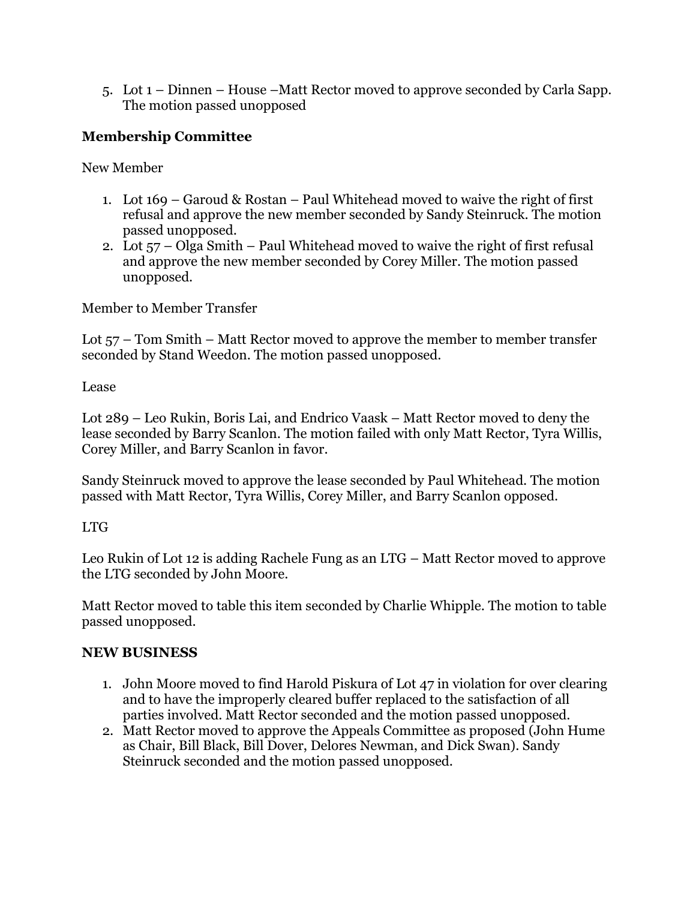5. Lot 1 – Dinnen – House –Matt Rector moved to approve seconded by Carla Sapp. The motion passed unopposed

**Membership Committee**

New Member

1. Lot 169 – Garoud & Rostan – Paul Whitehead moved to waive the right of first refusal and approve the new member seconded by Sandy Steinruck. The motion passed unopposed.
2. Lot 57 – Olga Smith – Paul Whitehead moved to waive the right of first refusal and approve the new member seconded by Corey Miller. The motion passed unopposed.

Member to Member Transfer

Lot 57 – Tom Smith – Matt Rector moved to approve the member to member transfer seconded by Stand Weedon. The motion passed unopposed.

Lease

Lot 289 – Leo Rukin, Boris Lai, and Endrico Vaask – Matt Rector moved to deny the lease seconded by Barry Scanlon. The motion failed with only Matt Rector, Tyra Willis, Corey Miller, and Barry Scanlon in favor.

Sandy Steinruck moved to approve the lease seconded by Paul Whitehead. The motion passed with Matt Rector, Tyra Willis, Corey Miller, and Barry Scanlon opposed.

LTG

Leo Rukin of Lot 12 is adding Rachele Fung as an LTG – Matt Rector moved to approve the LTG seconded by John Moore.

Matt Rector moved to table this item seconded by Charlie Whipple. The motion to table passed unopposed.

**NEW BUSINESS**

1. John Moore moved to find Harold Piskura of Lot 47 in violation for over clearing and to have the improperly cleared buffer replaced to the satisfaction of all parties involved. Matt Rector seconded and the motion passed unopposed.
2. Matt Rector moved to approve the Appeals Committee as proposed (John Hume as Chair, Bill Black, Bill Dover, Delores Newman, and Dick Swan). Sandy Steinruck seconded and the motion passed unopposed.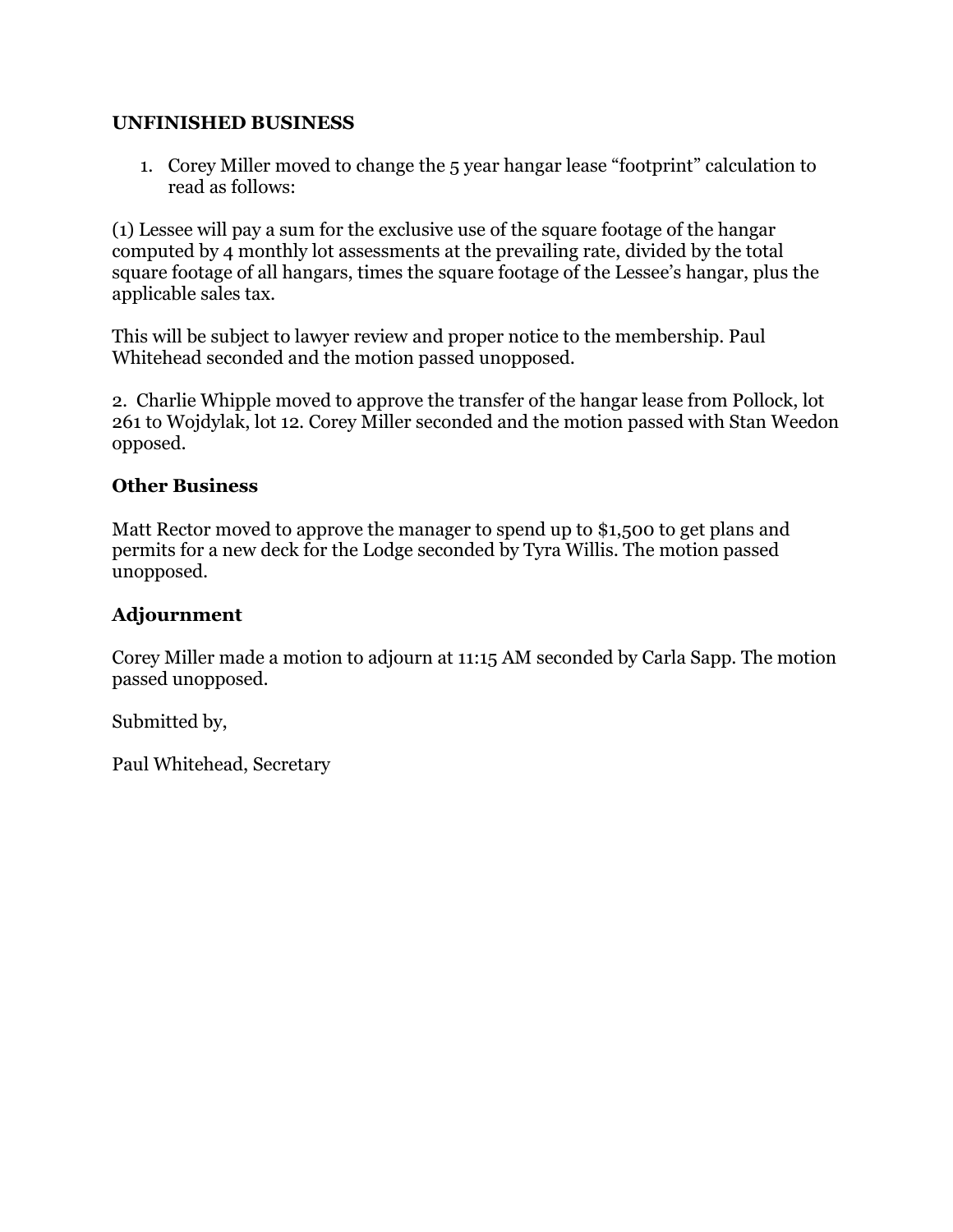**UNFINISHED BUSINESS**

1. Corey Miller moved to change the 5 year hangar lease "footprint" calculation to read as follows:

(1) Lessee will pay a sum for the exclusive use of the square footage of the hangar computed by 4 monthly lot assessments at the prevailing rate, divided by the total square footage of all hangars, times the square footage of the Lessee's hangar, plus the applicable sales tax.

This will be subject to lawyer review and proper notice to the membership. Paul Whitehead seconded and the motion passed unopposed.

2. Charlie Whipple moved to approve the transfer of the hangar lease from Pollock, lot 261 to Wojdylak, lot 12. Corey Miller seconded and the motion passed with Stan Weedon opposed.

## Other Business

Matt Rector moved to approve the manager to spend up to $1,500 to get plans and permits for a new deck for the Lodge seconded by Tyra Willis. The motion passed unopposed.

## Adjournment

Corey Miller made a motion to adjourn at 11:15 AM seconded by Carla Sapp. The motion passed unopposed.

Submitted by,

Paul Whitehead, Secretary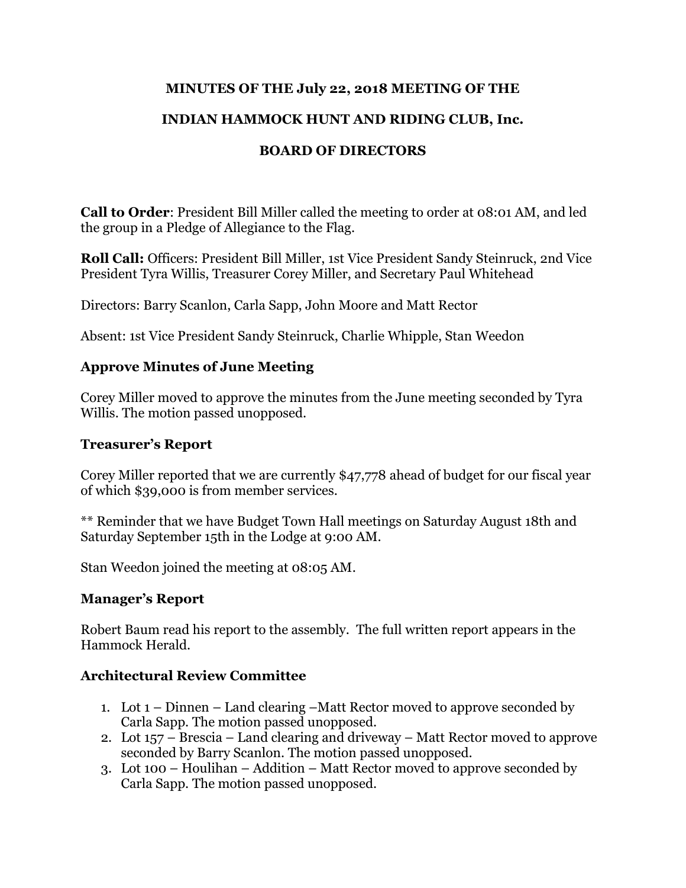**MINUTES OF THE July 22, 2018 MEETING OF THE**

**INDIAN HAMMOCK HUNT AND RIDING CLUB, Inc.**

**BOARD OF DIRECTORS**

**Call to Order**: President Bill Miller called the meeting to order at 08:01 AM, and led the group in a Pledge of Allegiance to the Flag.

**Roll Call:** Officers: President Bill Miller, 1st Vice President Sandy Steinruck, 2nd Vice President Tyra Willis, Treasurer Corey Miller, and Secretary Paul Whitehead

Directors: Barry Scanlon, Carla Sapp, John Moore and Matt Rector

Absent: 1st Vice President Sandy Steinruck, Charlie Whipple, Stan Weedon

### Approve Minutes of June Meeting

Corey Miller moved to approve the minutes from the June meeting seconded by Tyra Willis. The motion passed unopposed.

### Treasurer's Report

Corey Miller reported that we are currently $47,778 ahead of budget for our fiscal year of which $39,000 is from member services.

** Reminder that we have Budget Town Hall meetings on Saturday August 18th and Saturday September 15th in the Lodge at 9:00 AM.

Stan Weedon joined the meeting at 08:05 AM.

### Manager's Report

Robert Baum read his report to the assembly. The full written report appears in the Hammock Herald.

### Architectural Review Committee

1. Lot 1 – Dinnen – Land clearing –Matt Rector moved to approve seconded by Carla Sapp. The motion passed unopposed.
2. Lot 157 – Brescia – Land clearing and driveway – Matt Rector moved to approve seconded by Barry Scanlon. The motion passed unopposed.
3. Lot 100 – Houlihan – Addition – Matt Rector moved to approve seconded by Carla Sapp. The motion passed unopposed.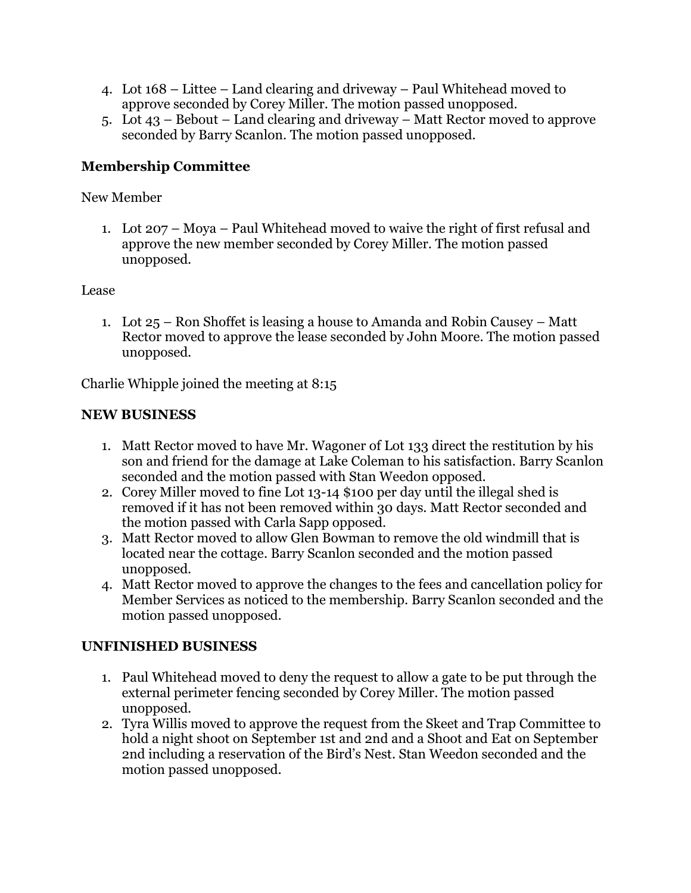4. Lot 168 – Littee – Land clearing and driveway – Paul Whitehead moved to approve seconded by Corey Miller. The motion passed unopposed.
5. Lot 43 – Bebout – Land clearing and driveway – Matt Rector moved to approve seconded by Barry Scanlon. The motion passed unopposed.

**Membership Committee**

New Member

1. Lot 207 – Moya – Paul Whitehead moved to waive the right of first refusal and approve the new member seconded by Corey Miller. The motion passed unopposed.

Lease

1. Lot 25 – Ron Shoffet is leasing a house to Amanda and Robin Causey – Matt Rector moved to approve the lease seconded by John Moore. The motion passed unopposed.

Charlie Whipple joined the meeting at 8:15

**NEW BUSINESS**

1. Matt Rector moved to have Mr. Wagoner of Lot 133 direct the restitution by his son and friend for the damage at Lake Coleman to his satisfaction. Barry Scanlon seconded and the motion passed with Stan Weedon opposed.
2. Corey Miller moved to fine Lot 13-14 $100 per day until the illegal shed is removed if it has not been removed within 30 days. Matt Rector seconded and the motion passed with Carla Sapp opposed.
3. Matt Rector moved to allow Glen Bowman to remove the old windmill that is located near the cottage. Barry Scanlon seconded and the motion passed unopposed.
4. Matt Rector moved to approve the changes to the fees and cancellation policy for Member Services as noticed to the membership. Barry Scanlon seconded and the motion passed unopposed.

**UNFINISHED BUSINESS**

1. Paul Whitehead moved to deny the request to allow a gate to be put through the external perimeter fencing seconded by Corey Miller. The motion passed unopposed.
2. Tyra Willis moved to approve the request from the Skeet and Trap Committee to hold a night shoot on September 1st and 2nd and a Shoot and Eat on September 2nd including a reservation of the Bird's Nest. Stan Weedon seconded and the motion passed unopposed.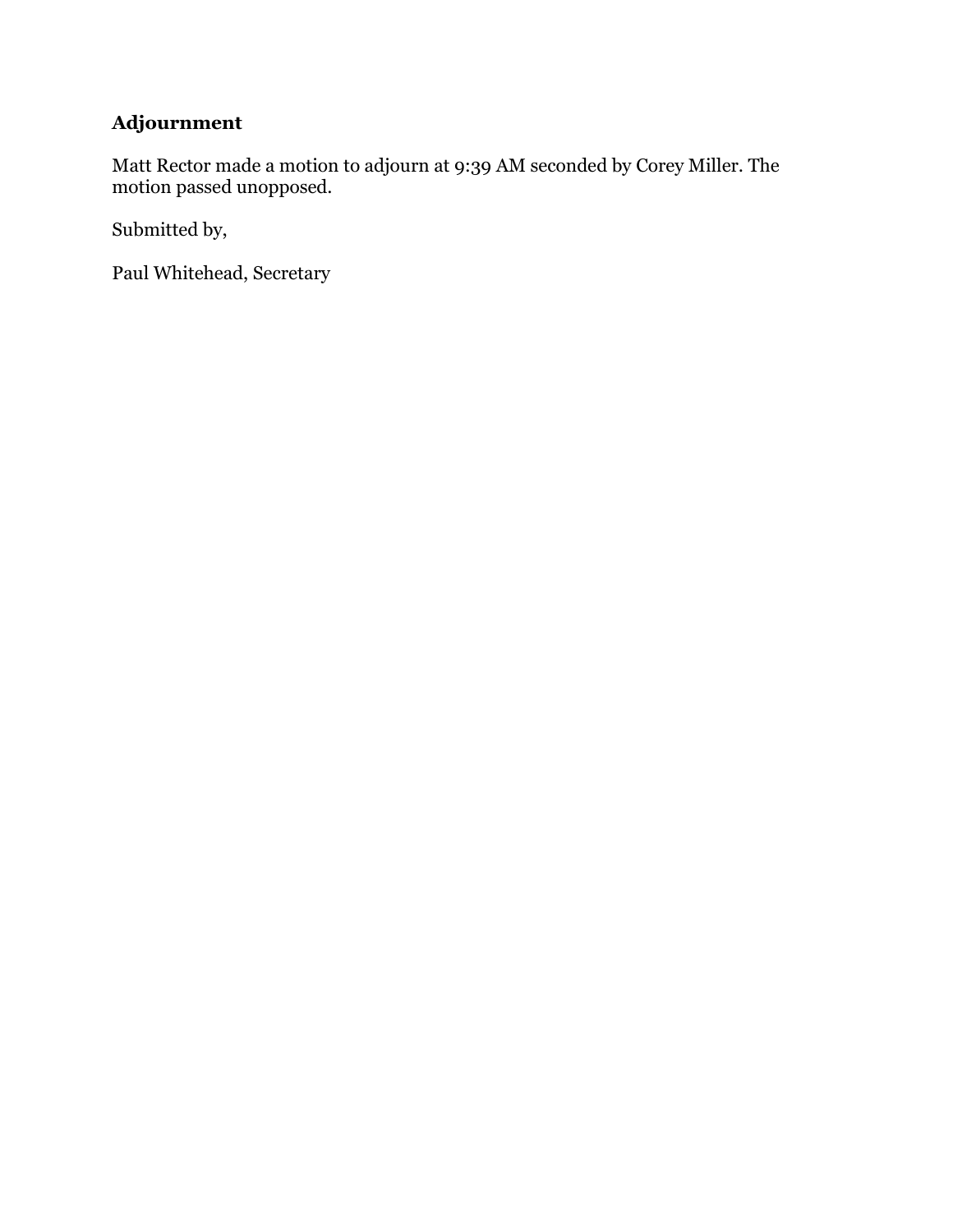## Adjournment

Matt Rector made a motion to adjourn at 9:39 AM seconded by Corey Miller. The motion passed unopposed.

Submitted by,

Paul Whitehead, Secretary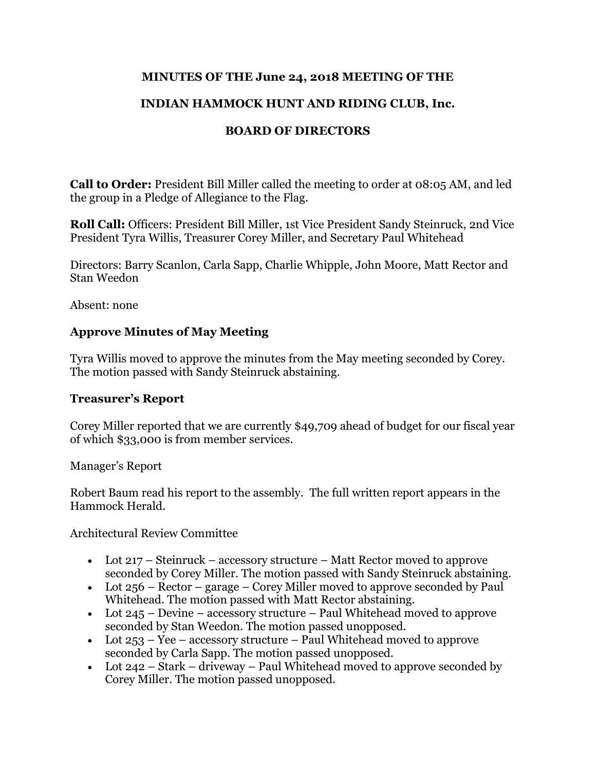**MINUTES OF THE June 24, 2018 MEETING OF THE**

**INDIAN HAMMOCK HUNT AND RIDING CLUB, Inc.**

**BOARD OF DIRECTORS**

**Call to Order:** President Bill Miller called the meeting to order at 08:05 AM, and led the group in a Pledge of Allegiance to the Flag.

**Roll Call:** Officers: President Bill Miller, 1st Vice President Sandy Steinruck, 2nd Vice President Tyra Willis, Treasurer Corey Miller, and Secretary Paul Whitehead

Directors: Barry Scanlon, Carla Sapp, Charlie Whipple, John Moore, Matt Rector and Stan Weedon

Absent: none

### Approve Minutes of May Meeting

Tyra Willis moved to approve the minutes from the May meeting seconded by Corey. The motion passed with Sandy Steinruck abstaining.

### Treasurer's Report

Corey Miller reported that we are currently $49,709 ahead of budget for our fiscal year of which $33,000 is from member services.

Manager's Report

Robert Baum read his report to the assembly. The full written report appears in the Hammock Herald.

Architectural Review Committee

- Lot 217 – Steinruck – accessory structure – Matt Rector moved to approve seconded by Corey Miller. The motion passed with Sandy Steinruck abstaining.
- Lot 256 – Rector – garage – Corey Miller moved to approve seconded by Paul Whitehead. The motion passed with Matt Rector abstaining.
- Lot 245 – Devine – accessory structure – Paul Whitehead moved to approve seconded by Stan Weedon. The motion passed unopposed.
- Lot 253 – Yee – accessory structure – Paul Whitehead moved to approve seconded by Carla Sapp. The motion passed unopposed.
- Lot 242 – Stark – driveway – Paul Whitehead moved to approve seconded by Corey Miller. The motion passed unopposed.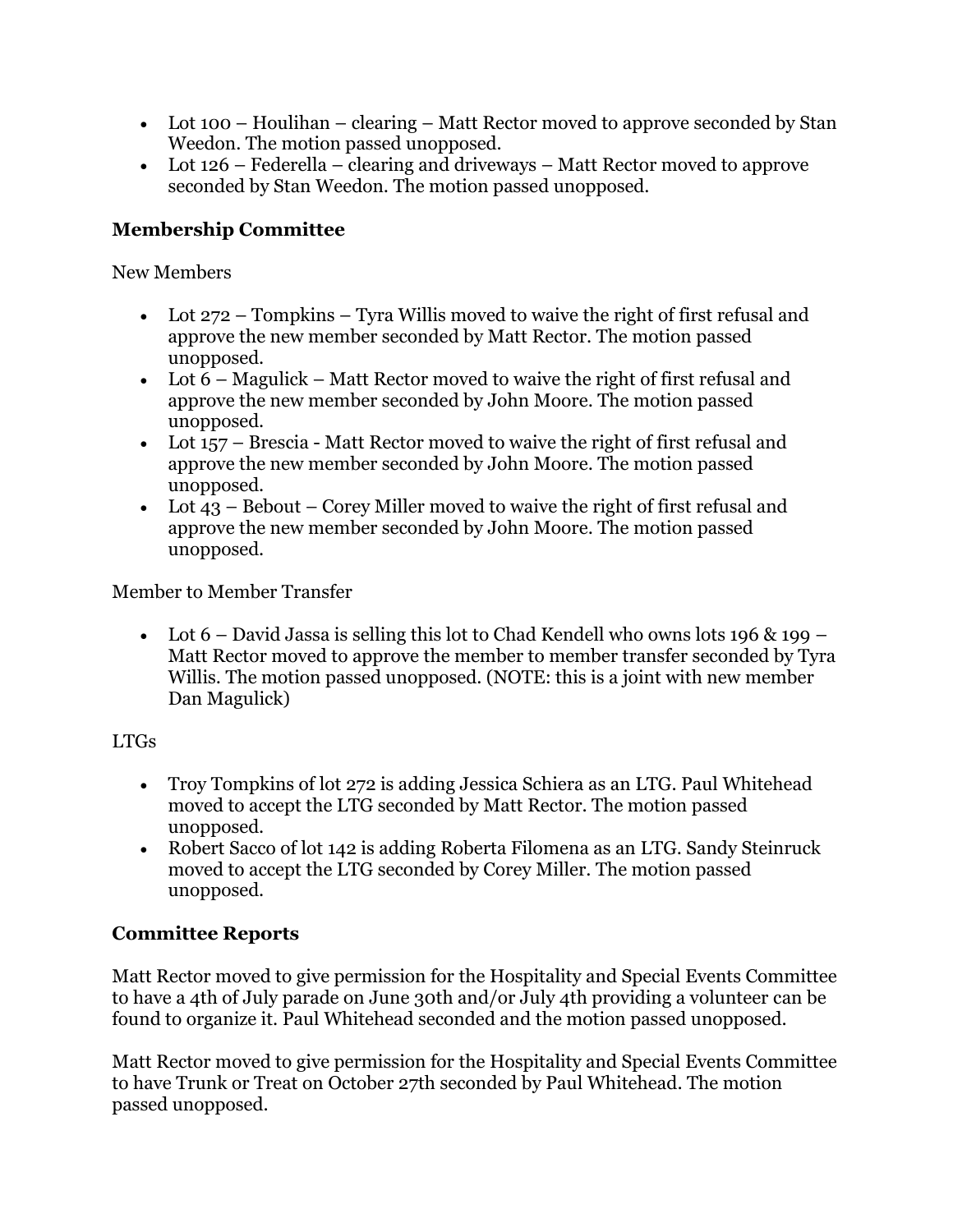- Lot 100 – Houlihan – clearing – Matt Rector moved to approve seconded by Stan Weedon. The motion passed unopposed.
- Lot 126 – Federella – clearing and driveways – Matt Rector moved to approve seconded by Stan Weedon. The motion passed unopposed.

### Membership Committee

New Members

- Lot 272 – Tompkins – Tyra Willis moved to waive the right of first refusal and approve the new member seconded by Matt Rector. The motion passed unopposed.
- Lot 6 – Magulick – Matt Rector moved to waive the right of first refusal and approve the new member seconded by John Moore. The motion passed unopposed.
- Lot 157 – Brescia - Matt Rector moved to waive the right of first refusal and approve the new member seconded by John Moore. The motion passed unopposed.
- Lot 43 – Bebout – Corey Miller moved to waive the right of first refusal and approve the new member seconded by John Moore. The motion passed unopposed.

Member to Member Transfer

- Lot 6 – David Jassa is selling this lot to Chad Kendell who owns lots 196 & 199 – Matt Rector moved to approve the member to member transfer seconded by Tyra Willis. The motion passed unopposed. (NOTE: this is a joint with new member Dan Magulick)

LTGs

- Troy Tompkins of lot 272 is adding Jessica Schiera as an LTG. Paul Whitehead moved to accept the LTG seconded by Matt Rector. The motion passed unopposed.
- Robert Sacco of lot 142 is adding Roberta Filomena as an LTG. Sandy Steinruck moved to accept the LTG seconded by Corey Miller. The motion passed unopposed.

### Committee Reports

Matt Rector moved to give permission for the Hospitality and Special Events Committee to have a 4th of July parade on June 30th and/or July 4th providing a volunteer can be found to organize it. Paul Whitehead seconded and the motion passed unopposed.

Matt Rector moved to give permission for the Hospitality and Special Events Committee to have Trunk or Treat on October 27th seconded by Paul Whitehead. The motion passed unopposed.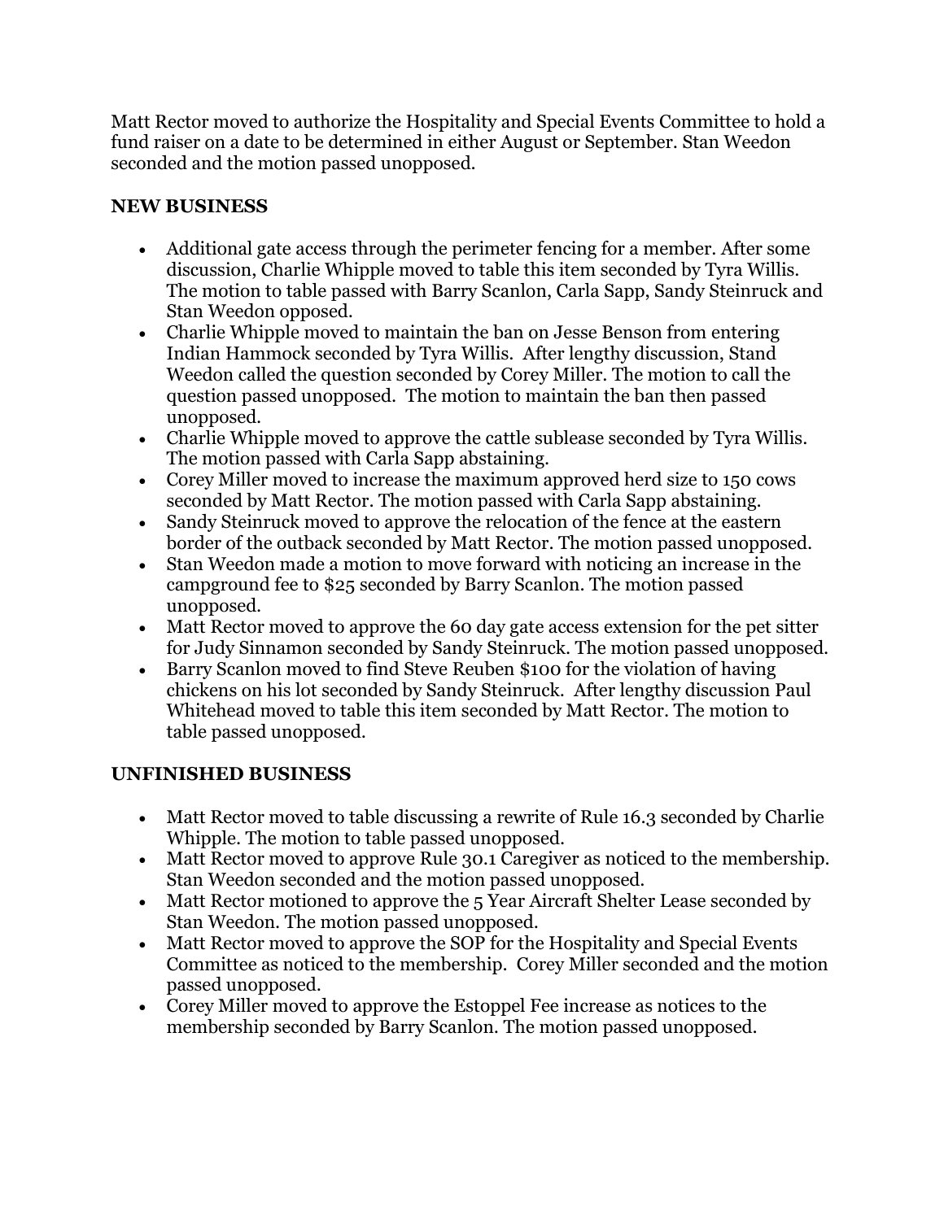Matt Rector moved to authorize the Hospitality and Special Events Committee to hold a fund raiser on a date to be determined in either August or September. Stan Weedon seconded and the motion passed unopposed.

**NEW BUSINESS**

- Additional gate access through the perimeter fencing for a member. After some discussion, Charlie Whipple moved to table this item seconded by Tyra Willis. The motion to table passed with Barry Scanlon, Carla Sapp, Sandy Steinruck and Stan Weedon opposed.
- Charlie Whipple moved to maintain the ban on Jesse Benson from entering Indian Hammock seconded by Tyra Willis. After lengthy discussion, Stand Weedon called the question seconded by Corey Miller. The motion to call the question passed unopposed. The motion to maintain the ban then passed unopposed.
- Charlie Whipple moved to approve the cattle sublease seconded by Tyra Willis. The motion passed with Carla Sapp abstaining.
- Corey Miller moved to increase the maximum approved herd size to 150 cows seconded by Matt Rector. The motion passed with Carla Sapp abstaining.
- Sandy Steinruck moved to approve the relocation of the fence at the eastern border of the outback seconded by Matt Rector. The motion passed unopposed.
- Stan Weedon made a motion to move forward with noticing an increase in the campground fee to $25 seconded by Barry Scanlon. The motion passed unopposed.
- Matt Rector moved to approve the 60 day gate access extension for the pet sitter for Judy Sinnamon seconded by Sandy Steinruck. The motion passed unopposed.
- Barry Scanlon moved to find Steve Reuben $100 for the violation of having chickens on his lot seconded by Sandy Steinruck. After lengthy discussion Paul Whitehead moved to table this item seconded by Matt Rector. The motion to table passed unopposed.

**UNFINISHED BUSINESS**

- Matt Rector moved to table discussing a rewrite of Rule 16.3 seconded by Charlie Whipple. The motion to table passed unopposed.
- Matt Rector moved to approve Rule 30.1 Caregiver as noticed to the membership. Stan Weedon seconded and the motion passed unopposed.
- Matt Rector motioned to approve the 5 Year Aircraft Shelter Lease seconded by Stan Weedon. The motion passed unopposed.
- Matt Rector moved to approve the SOP for the Hospitality and Special Events Committee as noticed to the membership. Corey Miller seconded and the motion passed unopposed.
- Corey Miller moved to approve the Estoppel Fee increase as notices to the membership seconded by Barry Scanlon. The motion passed unopposed.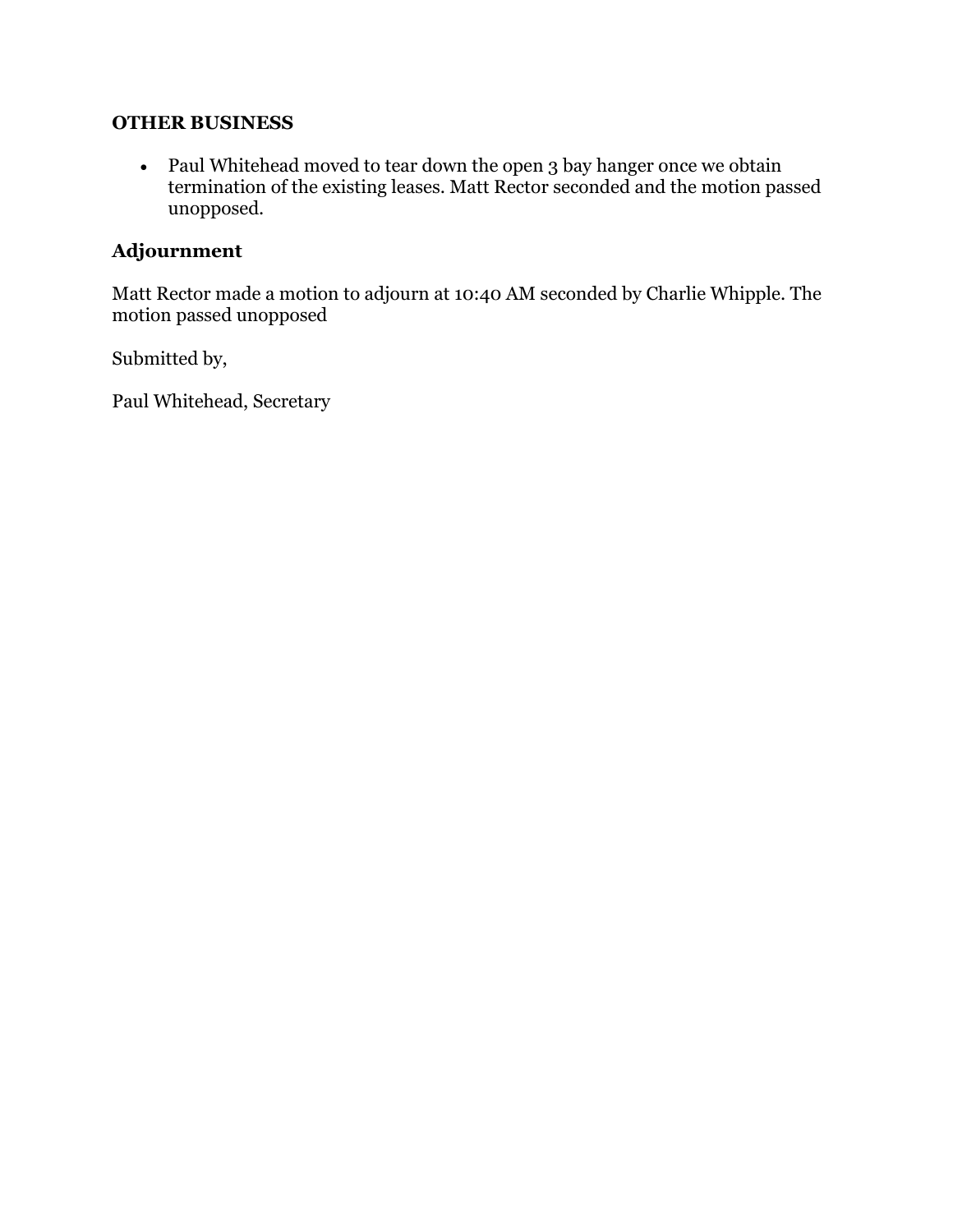**OTHER BUSINESS**

- Paul Whitehead moved to tear down the open 3 bay hanger once we obtain termination of the existing leases. Matt Rector seconded and the motion passed unopposed.

## Adjournment

Matt Rector made a motion to adjourn at 10:40 AM seconded by Charlie Whipple. The motion passed unopposed

Submitted by,

Paul Whitehead, Secretary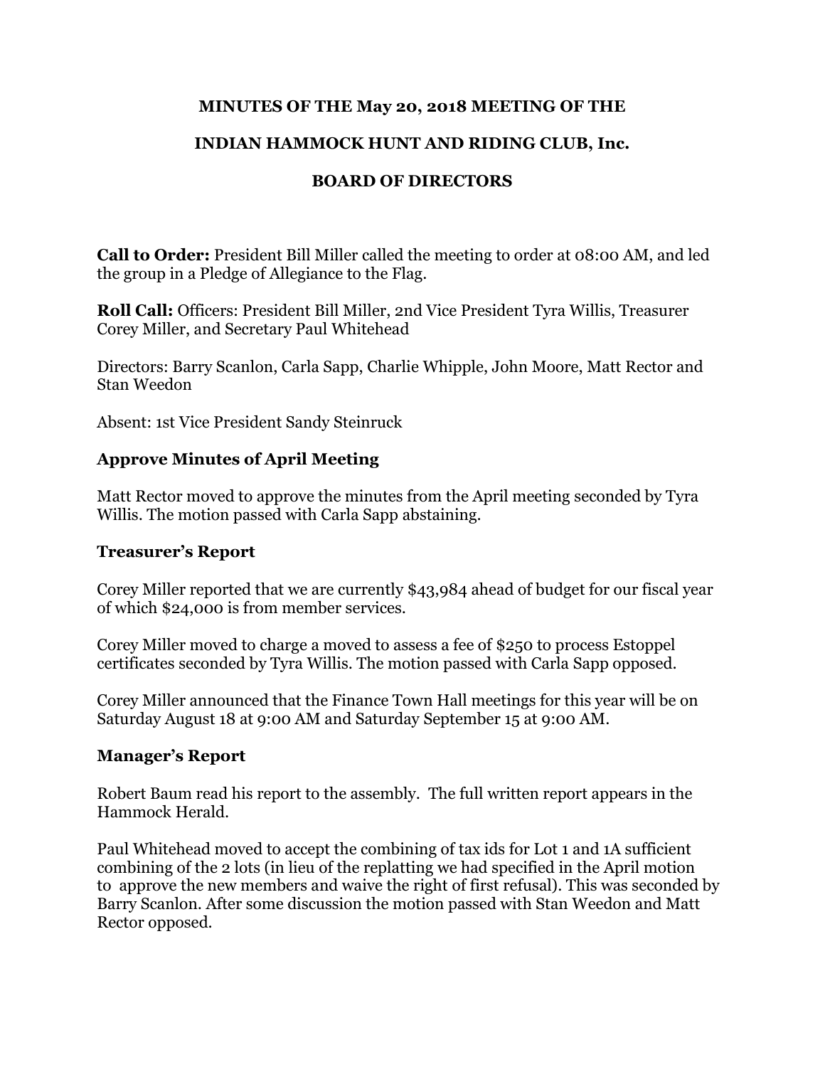**MINUTES OF THE May 20, 2018 MEETING OF THE**

**INDIAN HAMMOCK HUNT AND RIDING CLUB, Inc.**

**BOARD OF DIRECTORS**

**Call to Order:** President Bill Miller called the meeting to order at 08:00 AM, and led the group in a Pledge of Allegiance to the Flag.

**Roll Call:** Officers: President Bill Miller, 2nd Vice President Tyra Willis, Treasurer Corey Miller, and Secretary Paul Whitehead

Directors: Barry Scanlon, Carla Sapp, Charlie Whipple, John Moore, Matt Rector and Stan Weedon

Absent: 1st Vice President Sandy Steinruck

### Approve Minutes of April Meeting

Matt Rector moved to approve the minutes from the April meeting seconded by Tyra Willis. The motion passed with Carla Sapp abstaining.

### Treasurer's Report

Corey Miller reported that we are currently $43,984 ahead of budget for our fiscal year of which $24,000 is from member services.

Corey Miller moved to charge a moved to assess a fee of $250 to process Estoppel certificates seconded by Tyra Willis. The motion passed with Carla Sapp opposed.

Corey Miller announced that the Finance Town Hall meetings for this year will be on Saturday August 18 at 9:00 AM and Saturday September 15 at 9:00 AM.

### Manager's Report

Robert Baum read his report to the assembly. The full written report appears in the Hammock Herald.

Paul Whitehead moved to accept the combining of tax ids for Lot 1 and 1A sufficient combining of the 2 lots (in lieu of the replatting we had specified in the April motion to approve the new members and waive the right of first refusal). This was seconded by Barry Scanlon. After some discussion the motion passed with Stan Weedon and Matt Rector opposed.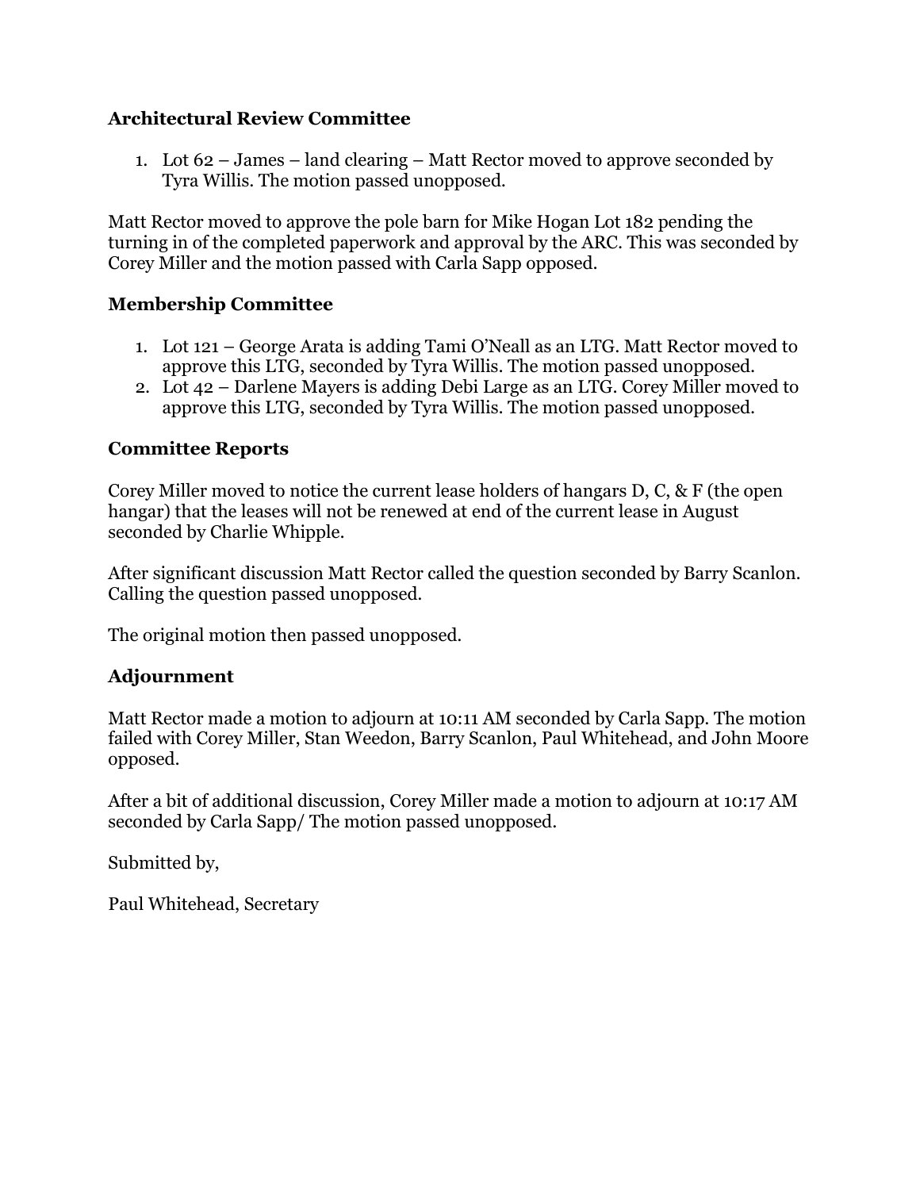### Architectural Review Committee

1. Lot 62 – James – land clearing – Matt Rector moved to approve seconded by Tyra Willis. The motion passed unopposed.

Matt Rector moved to approve the pole barn for Mike Hogan Lot 182 pending the turning in of the completed paperwork and approval by the ARC. This was seconded by Corey Miller and the motion passed with Carla Sapp opposed.

### Membership Committee

1. Lot 121 – George Arata is adding Tami O'Neall as an LTG. Matt Rector moved to approve this LTG, seconded by Tyra Willis. The motion passed unopposed.
2. Lot 42 – Darlene Mayers is adding Debi Large as an LTG. Corey Miller moved to approve this LTG, seconded by Tyra Willis. The motion passed unopposed.

### Committee Reports

Corey Miller moved to notice the current lease holders of hangars D, C, & F (the open hangar) that the leases will not be renewed at end of the current lease in August seconded by Charlie Whipple.

After significant discussion Matt Rector called the question seconded by Barry Scanlon. Calling the question passed unopposed.

The original motion then passed unopposed.

### Adjournment

Matt Rector made a motion to adjourn at 10:11 AM seconded by Carla Sapp. The motion failed with Corey Miller, Stan Weedon, Barry Scanlon, Paul Whitehead, and John Moore opposed.

After a bit of additional discussion, Corey Miller made a motion to adjourn at 10:17 AM seconded by Carla Sapp/ The motion passed unopposed.

Submitted by,

Paul Whitehead, Secretary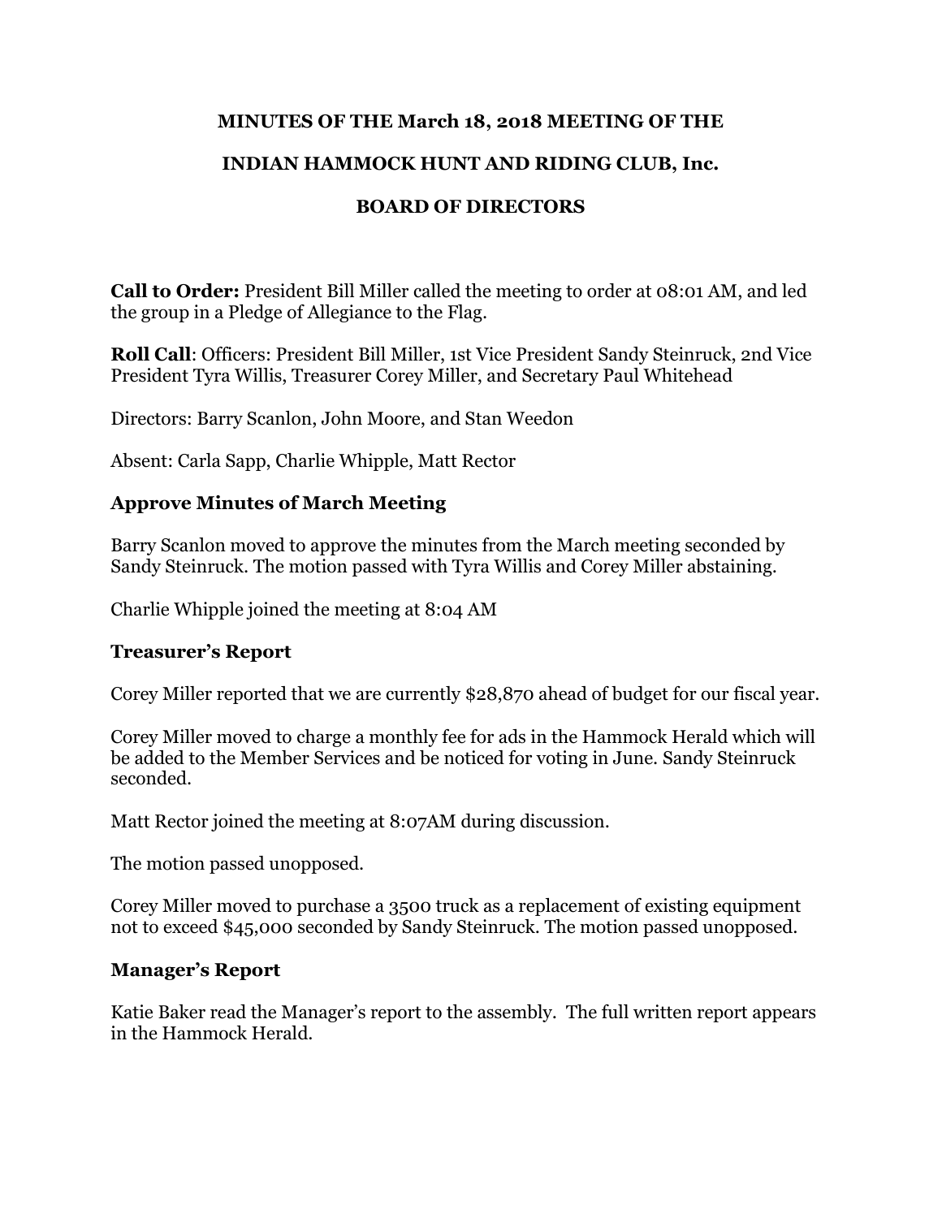**MINUTES OF THE March 18, 2018 MEETING OF THE**

**INDIAN HAMMOCK HUNT AND RIDING CLUB, Inc.**

**BOARD OF DIRECTORS**

**Call to Order:** President Bill Miller called the meeting to order at 08:01 AM, and led the group in a Pledge of Allegiance to the Flag.

**Roll Call**: Officers: President Bill Miller, 1st Vice President Sandy Steinruck, 2nd Vice President Tyra Willis, Treasurer Corey Miller, and Secretary Paul Whitehead

Directors: Barry Scanlon, John Moore, and Stan Weedon

Absent: Carla Sapp, Charlie Whipple, Matt Rector

### Approve Minutes of March Meeting

Barry Scanlon moved to approve the minutes from the March meeting seconded by Sandy Steinruck. The motion passed with Tyra Willis and Corey Miller abstaining.

Charlie Whipple joined the meeting at 8:04 AM

### Treasurer's Report

Corey Miller reported that we are currently $28,870 ahead of budget for our fiscal year.

Corey Miller moved to charge a monthly fee for ads in the Hammock Herald which will be added to the Member Services and be noticed for voting in June. Sandy Steinruck seconded.

Matt Rector joined the meeting at 8:07AM during discussion.

The motion passed unopposed.

Corey Miller moved to purchase a 3500 truck as a replacement of existing equipment not to exceed $45,000 seconded by Sandy Steinruck. The motion passed unopposed.

### Manager's Report

Katie Baker read the Manager's report to the assembly. The full written report appears in the Hammock Herald.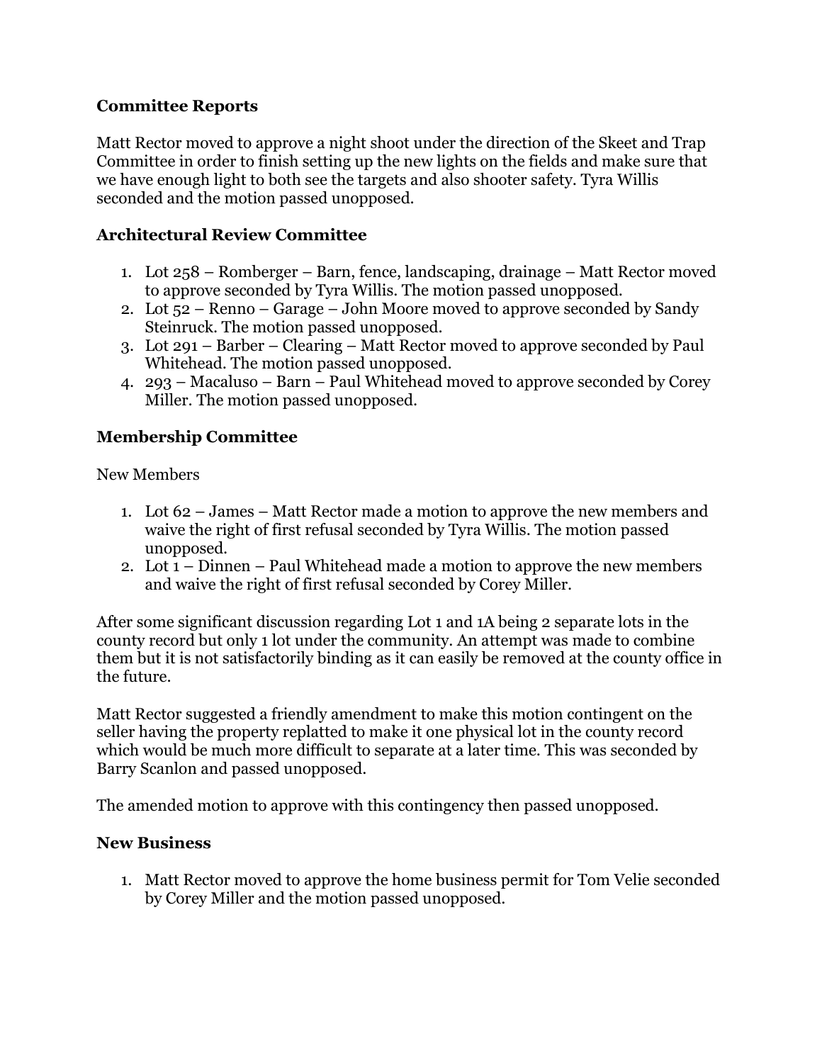### Committee Reports

Matt Rector moved to approve a night shoot under the direction of the Skeet and Trap Committee in order to finish setting up the new lights on the fields and make sure that we have enough light to both see the targets and also shooter safety. Tyra Willis seconded and the motion passed unopposed.

### Architectural Review Committee

1. Lot 258 – Romberger – Barn, fence, landscaping, drainage – Matt Rector moved to approve seconded by Tyra Willis. The motion passed unopposed.
2. Lot 52 – Renno – Garage – John Moore moved to approve seconded by Sandy Steinruck. The motion passed unopposed.
3. Lot 291 – Barber – Clearing – Matt Rector moved to approve seconded by Paul Whitehead. The motion passed unopposed.
4. 293 – Macaluso – Barn – Paul Whitehead moved to approve seconded by Corey Miller. The motion passed unopposed.

### Membership Committee

New Members

1. Lot 62 – James – Matt Rector made a motion to approve the new members and waive the right of first refusal seconded by Tyra Willis. The motion passed unopposed.
2. Lot 1 – Dinnen – Paul Whitehead made a motion to approve the new members and waive the right of first refusal seconded by Corey Miller.

After some significant discussion regarding Lot 1 and 1A being 2 separate lots in the county record but only 1 lot under the community. An attempt was made to combine them but it is not satisfactorily binding as it can easily be removed at the county office in the future.

Matt Rector suggested a friendly amendment to make this motion contingent on the seller having the property replatted to make it one physical lot in the county record which would be much more difficult to separate at a later time. This was seconded by Barry Scanlon and passed unopposed.

The amended motion to approve with this contingency then passed unopposed.

### New Business

1. Matt Rector moved to approve the home business permit for Tom Velie seconded by Corey Miller and the motion passed unopposed.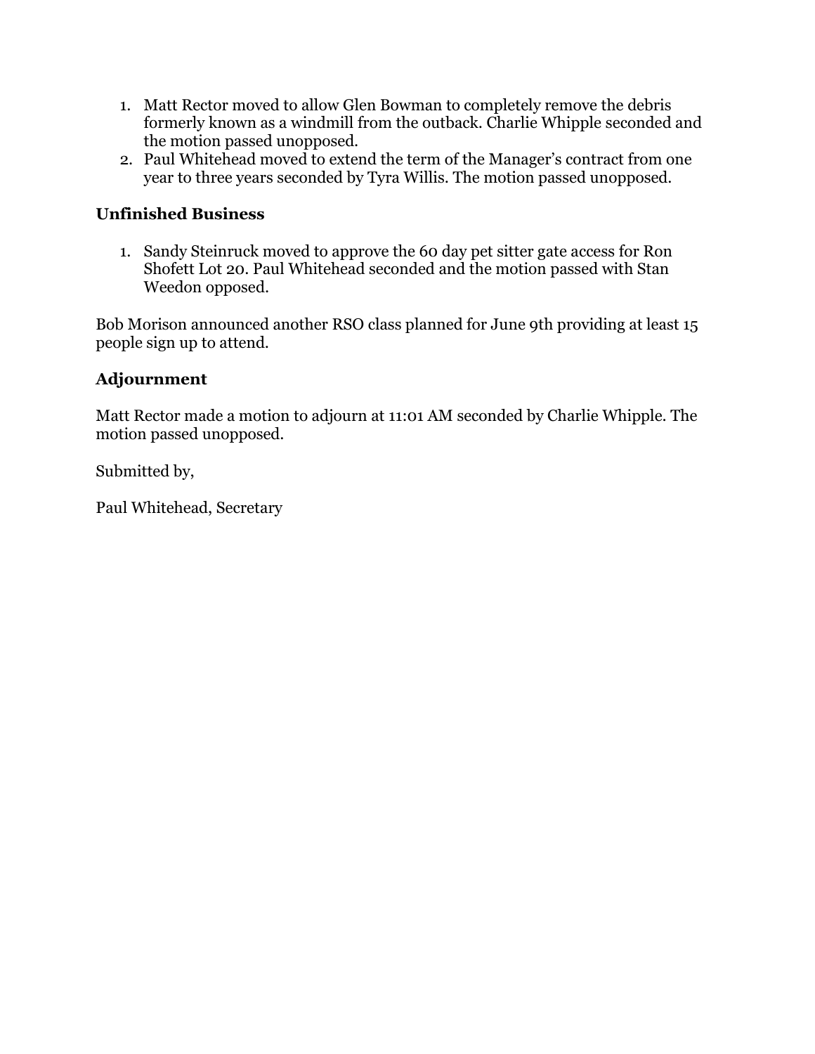1. Matt Rector moved to allow Glen Bowman to completely remove the debris formerly known as a windmill from the outback. Charlie Whipple seconded and the motion passed unopposed.
2. Paul Whitehead moved to extend the term of the Manager's contract from one year to three years seconded by Tyra Willis. The motion passed unopposed.

### Unfinished Business

1. Sandy Steinruck moved to approve the 60 day pet sitter gate access for Ron Shofett Lot 20. Paul Whitehead seconded and the motion passed with Stan Weedon opposed.

Bob Morison announced another RSO class planned for June 9th providing at least 15 people sign up to attend.

### Adjournment

Matt Rector made a motion to adjourn at 11:01 AM seconded by Charlie Whipple. The motion passed unopposed.

Submitted by,

Paul Whitehead, Secretary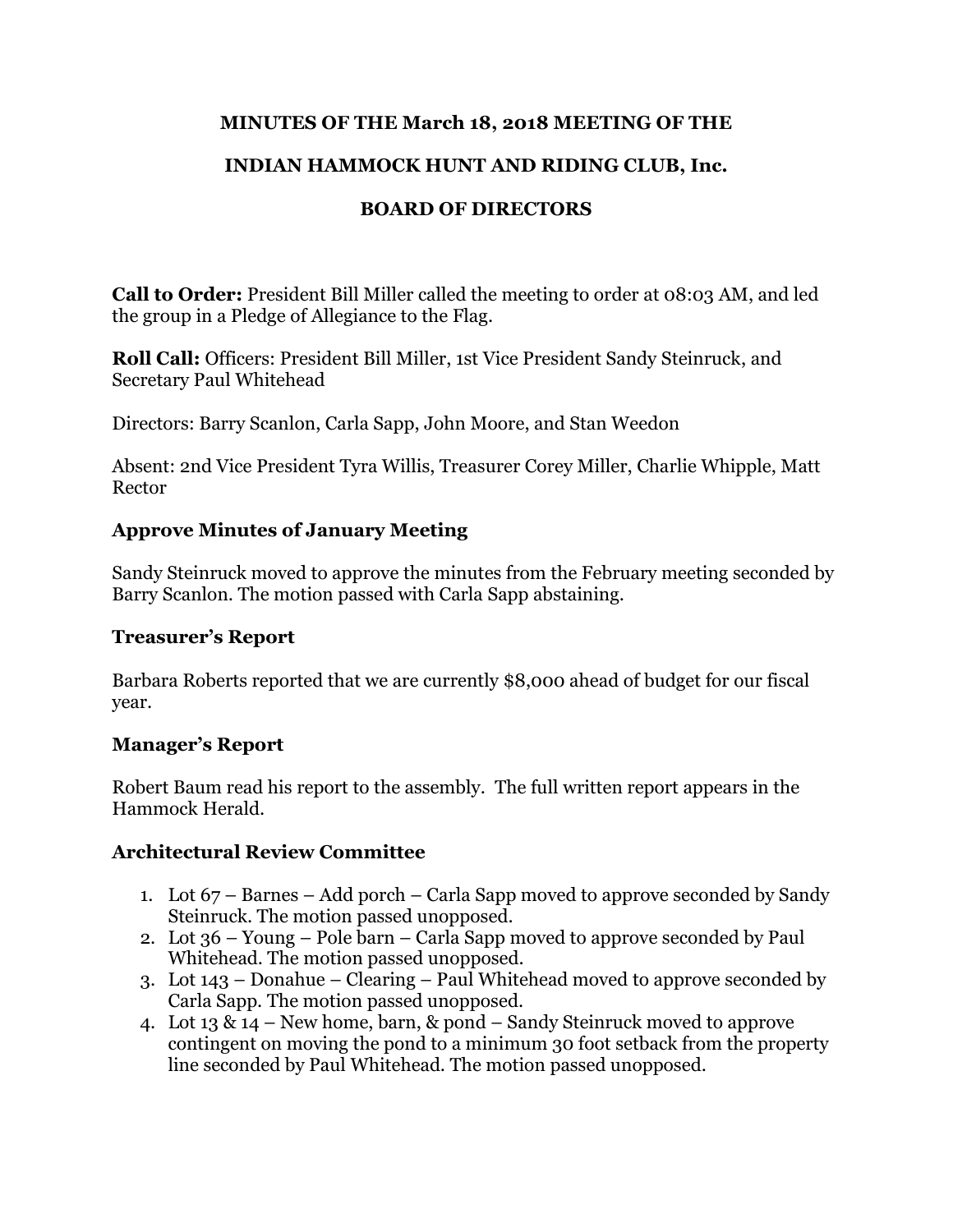**MINUTES OF THE March 18, 2018 MEETING OF THE**

**INDIAN HAMMOCK HUNT AND RIDING CLUB, Inc.**

**BOARD OF DIRECTORS**

**Call to Order:** President Bill Miller called the meeting to order at 08:03 AM, and led the group in a Pledge of Allegiance to the Flag.

**Roll Call:** Officers: President Bill Miller, 1st Vice President Sandy Steinruck, and Secretary Paul Whitehead

Directors: Barry Scanlon, Carla Sapp, John Moore, and Stan Weedon

Absent: 2nd Vice President Tyra Willis, Treasurer Corey Miller, Charlie Whipple, Matt Rector

### Approve Minutes of January Meeting

Sandy Steinruck moved to approve the minutes from the February meeting seconded by Barry Scanlon. The motion passed with Carla Sapp abstaining.

### Treasurer's Report

Barbara Roberts reported that we are currently $8,000 ahead of budget for our fiscal year.

### Manager's Report

Robert Baum read his report to the assembly. The full written report appears in the Hammock Herald.

### Architectural Review Committee

1. Lot 67 – Barnes – Add porch – Carla Sapp moved to approve seconded by Sandy Steinruck. The motion passed unopposed.
2. Lot 36 – Young – Pole barn – Carla Sapp moved to approve seconded by Paul Whitehead. The motion passed unopposed.
3. Lot 143 – Donahue – Clearing – Paul Whitehead moved to approve seconded by Carla Sapp. The motion passed unopposed.
4. Lot 13 & 14 – New home, barn, & pond – Sandy Steinruck moved to approve contingent on moving the pond to a minimum 30 foot setback from the property line seconded by Paul Whitehead. The motion passed unopposed.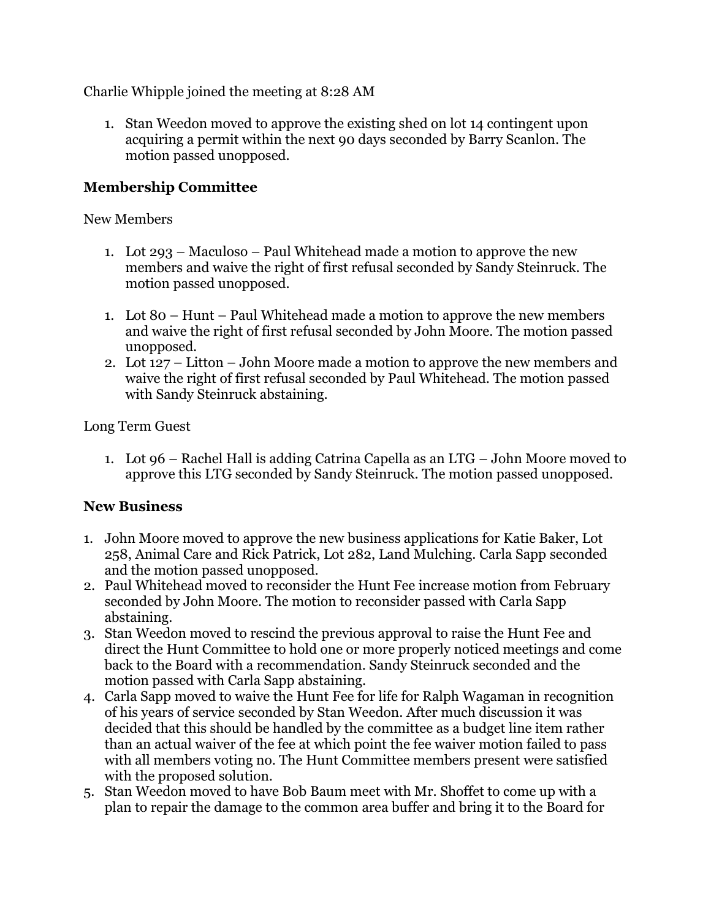Charlie Whipple joined the meeting at 8:28 AM

1. Stan Weedon moved to approve the existing shed on lot 14 contingent upon acquiring a permit within the next 90 days seconded by Barry Scanlon. The motion passed unopposed.

## Membership Committee

New Members

1. Lot 293 – Maculoso – Paul Whitehead made a motion to approve the new members and waive the right of first refusal seconded by Sandy Steinruck. The motion passed unopposed.

1. Lot 80 – Hunt – Paul Whitehead made a motion to approve the new members and waive the right of first refusal seconded by John Moore. The motion passed unopposed.
2. Lot 127 – Litton – John Moore made a motion to approve the new members and waive the right of first refusal seconded by Paul Whitehead. The motion passed with Sandy Steinruck abstaining.

Long Term Guest

1. Lot 96 – Rachel Hall is adding Catrina Capella as an LTG – John Moore moved to approve this LTG seconded by Sandy Steinruck. The motion passed unopposed.

## New Business

1. John Moore moved to approve the new business applications for Katie Baker, Lot 258, Animal Care and Rick Patrick, Lot 282, Land Mulching. Carla Sapp seconded and the motion passed unopposed.
2. Paul Whitehead moved to reconsider the Hunt Fee increase motion from February seconded by John Moore. The motion to reconsider passed with Carla Sapp abstaining.
3. Stan Weedon moved to rescind the previous approval to raise the Hunt Fee and direct the Hunt Committee to hold one or more properly noticed meetings and come back to the Board with a recommendation. Sandy Steinruck seconded and the motion passed with Carla Sapp abstaining.
4. Carla Sapp moved to waive the Hunt Fee for life for Ralph Wagaman in recognition of his years of service seconded by Stan Weedon. After much discussion it was decided that this should be handled by the committee as a budget line item rather than an actual waiver of the fee at which point the fee waiver motion failed to pass with all members voting no. The Hunt Committee members present were satisfied with the proposed solution.
5. Stan Weedon moved to have Bob Baum meet with Mr. Shoffet to come up with a plan to repair the damage to the common area buffer and bring it to the Board for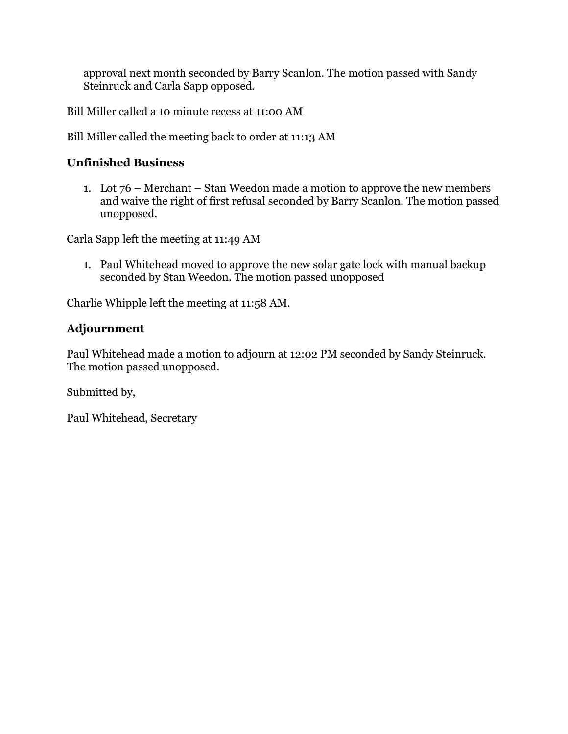approval next month seconded by Barry Scanlon. The motion passed with Sandy Steinruck and Carla Sapp opposed.

Bill Miller called a 10 minute recess at 11:00 AM

Bill Miller called the meeting back to order at 11:13 AM

### Unfinished Business

1. Lot 76 – Merchant – Stan Weedon made a motion to approve the new members and waive the right of first refusal seconded by Barry Scanlon. The motion passed unopposed.

Carla Sapp left the meeting at 11:49 AM

1. Paul Whitehead moved to approve the new solar gate lock with manual backup seconded by Stan Weedon. The motion passed unopposed

Charlie Whipple left the meeting at 11:58 AM.

### Adjournment

Paul Whitehead made a motion to adjourn at 12:02 PM seconded by Sandy Steinruck. The motion passed unopposed.

Submitted by,

Paul Whitehead, Secretary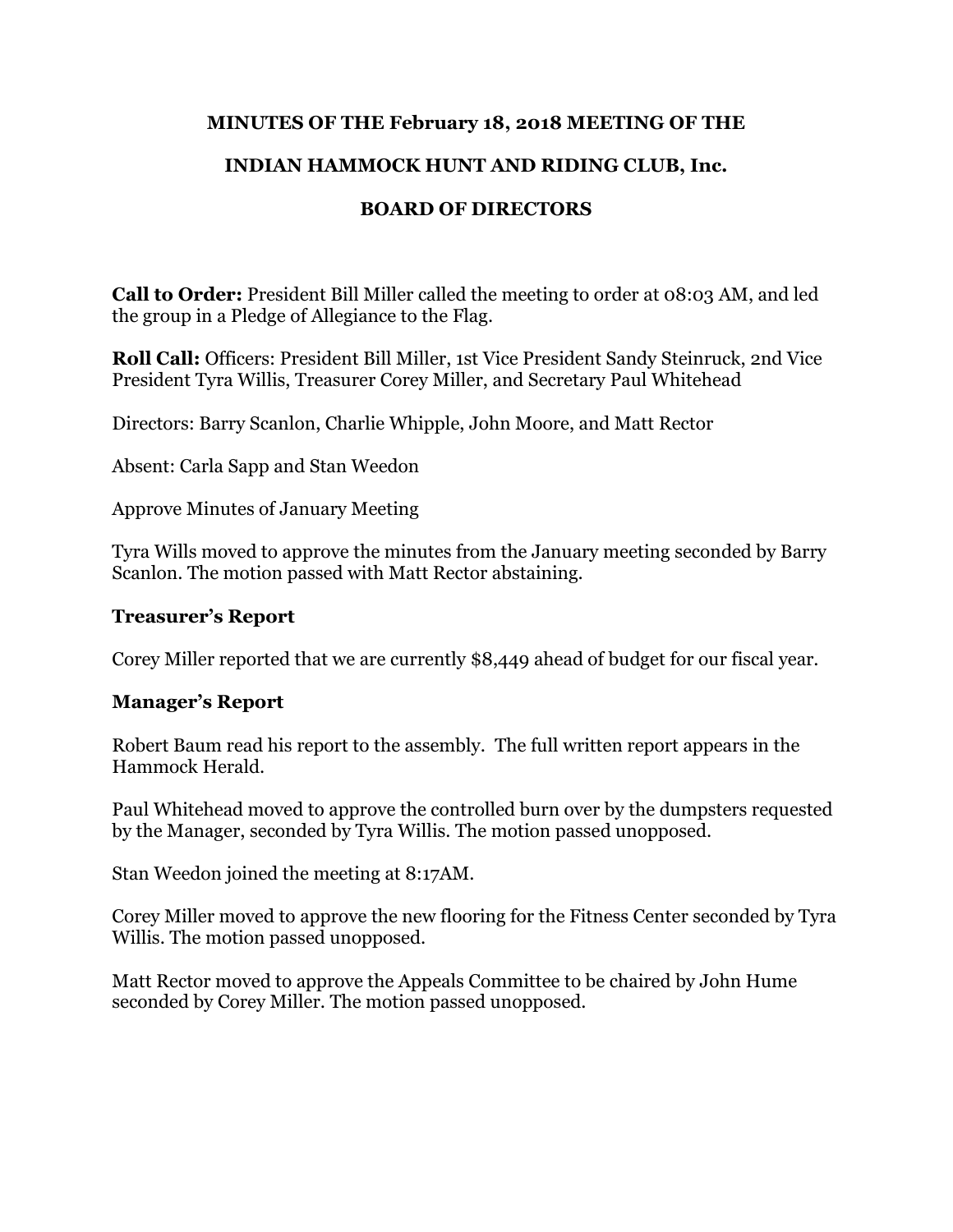**MINUTES OF THE February 18, 2018 MEETING OF THE**

**INDIAN HAMMOCK HUNT AND RIDING CLUB, Inc.**

**BOARD OF DIRECTORS**

**Call to Order:** President Bill Miller called the meeting to order at 08:03 AM, and led the group in a Pledge of Allegiance to the Flag.

**Roll Call:** Officers: President Bill Miller, 1st Vice President Sandy Steinruck, 2nd Vice President Tyra Willis, Treasurer Corey Miller, and Secretary Paul Whitehead

Directors: Barry Scanlon, Charlie Whipple, John Moore, and Matt Rector

Absent: Carla Sapp and Stan Weedon

Approve Minutes of January Meeting

Tyra Wills moved to approve the minutes from the January meeting seconded by Barry Scanlon. The motion passed with Matt Rector abstaining.

**Treasurer's Report**

Corey Miller reported that we are currently $8,449 ahead of budget for our fiscal year.

**Manager's Report**

Robert Baum read his report to the assembly. The full written report appears in the Hammock Herald.

Paul Whitehead moved to approve the controlled burn over by the dumpsters requested by the Manager, seconded by Tyra Willis. The motion passed unopposed.

Stan Weedon joined the meeting at 8:17AM.

Corey Miller moved to approve the new flooring for the Fitness Center seconded by Tyra Willis. The motion passed unopposed.

Matt Rector moved to approve the Appeals Committee to be chaired by John Hume seconded by Corey Miller. The motion passed unopposed.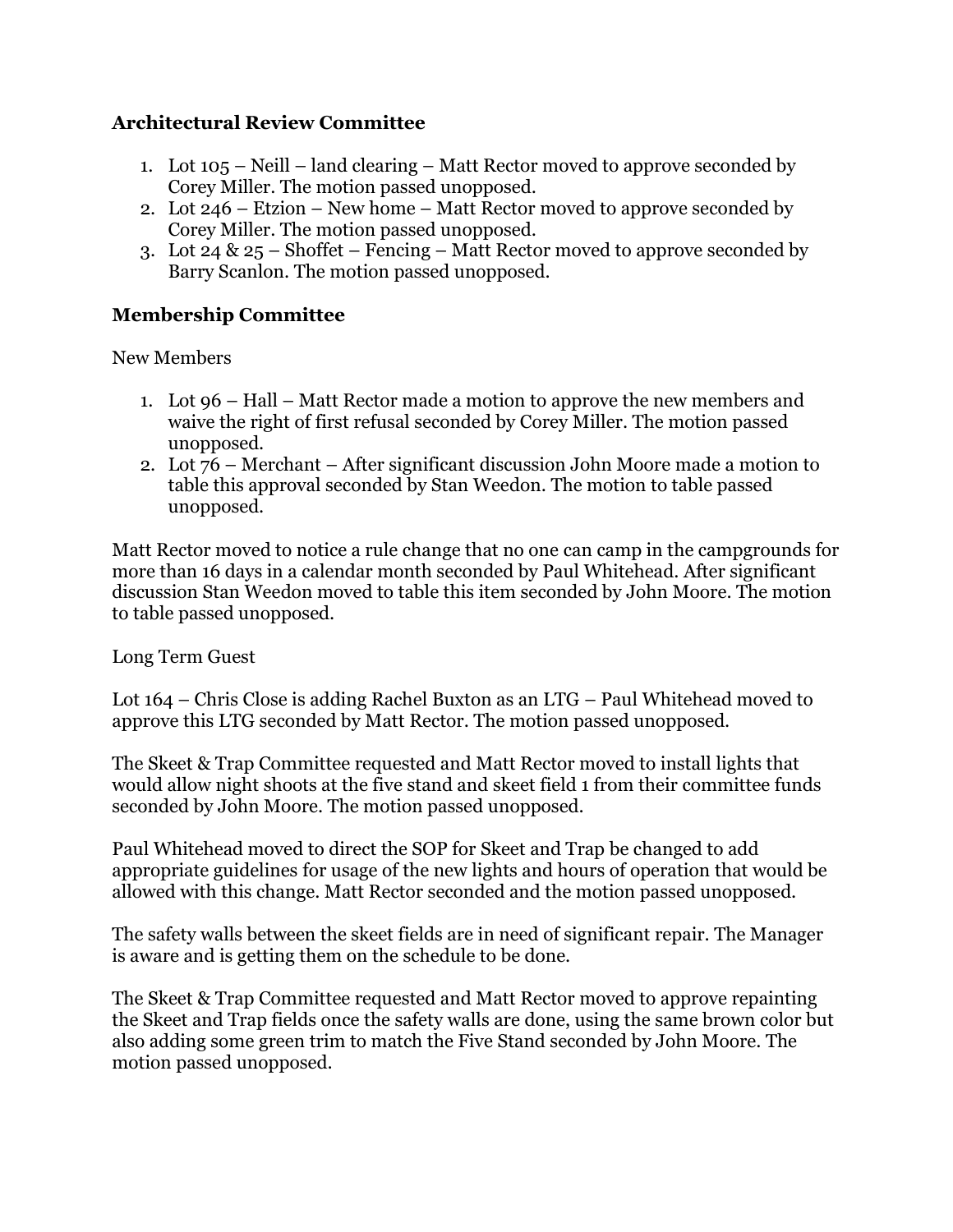**Architectural Review Committee**

1. Lot 105 – Neill – land clearing – Matt Rector moved to approve seconded by Corey Miller. The motion passed unopposed.
2. Lot 246 – Etzion – New home – Matt Rector moved to approve seconded by Corey Miller. The motion passed unopposed.
3. Lot 24 & 25 – Shoffet – Fencing – Matt Rector moved to approve seconded by Barry Scanlon. The motion passed unopposed.

**Membership Committee**

New Members

1. Lot 96 – Hall – Matt Rector made a motion to approve the new members and waive the right of first refusal seconded by Corey Miller. The motion passed unopposed.
2. Lot 76 – Merchant – After significant discussion John Moore made a motion to table this approval seconded by Stan Weedon. The motion to table passed unopposed.

Matt Rector moved to notice a rule change that no one can camp in the campgrounds for more than 16 days in a calendar month seconded by Paul Whitehead. After significant discussion Stan Weedon moved to table this item seconded by John Moore. The motion to table passed unopposed.

Long Term Guest

Lot 164 – Chris Close is adding Rachel Buxton as an LTG – Paul Whitehead moved to approve this LTG seconded by Matt Rector. The motion passed unopposed.

The Skeet & Trap Committee requested and Matt Rector moved to install lights that would allow night shoots at the five stand and skeet field 1 from their committee funds seconded by John Moore. The motion passed unopposed.

Paul Whitehead moved to direct the SOP for Skeet and Trap be changed to add appropriate guidelines for usage of the new lights and hours of operation that would be allowed with this change. Matt Rector seconded and the motion passed unopposed.

The safety walls between the skeet fields are in need of significant repair. The Manager is aware and is getting them on the schedule to be done.

The Skeet & Trap Committee requested and Matt Rector moved to approve repainting the Skeet and Trap fields once the safety walls are done, using the same brown color but also adding some green trim to match the Five Stand seconded by John Moore. The motion passed unopposed.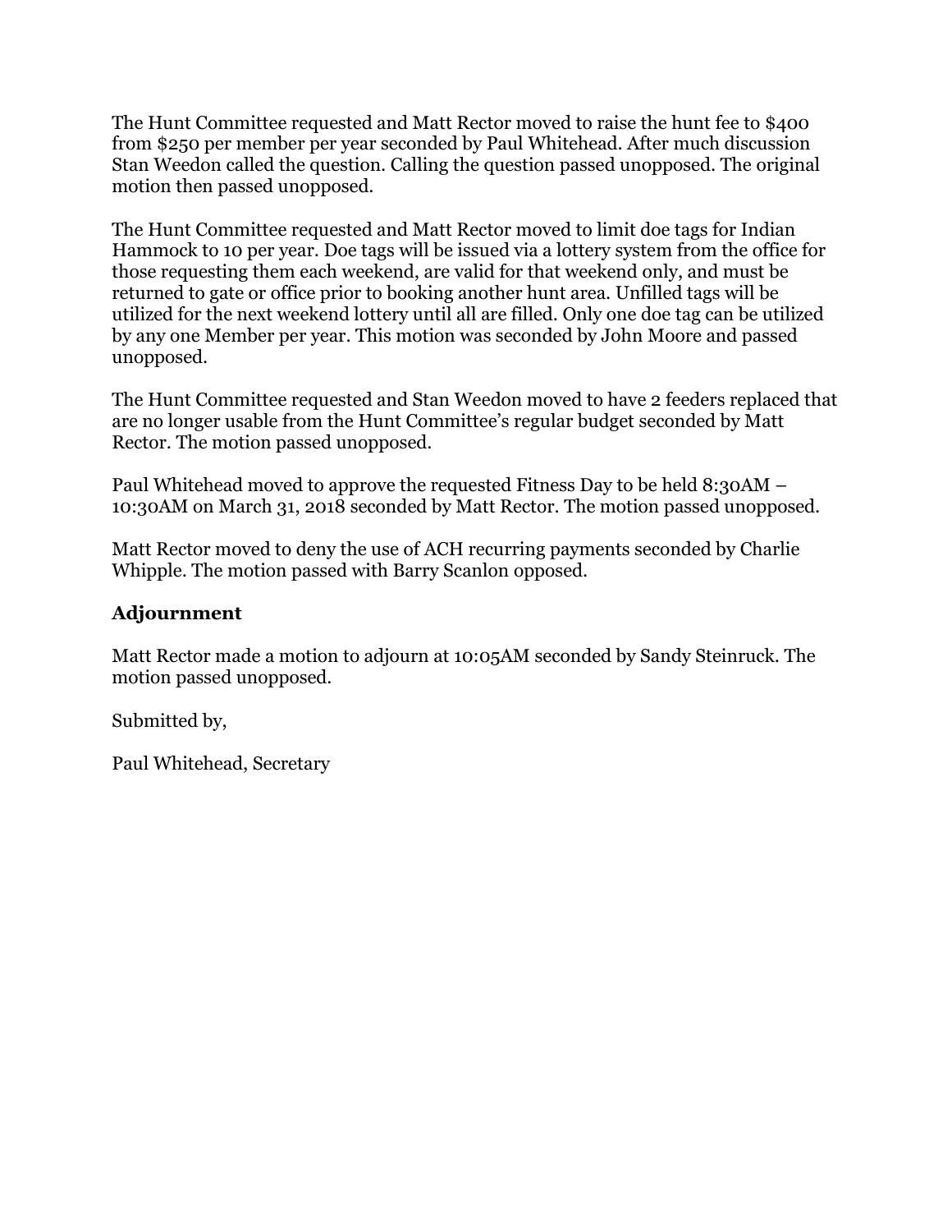The Hunt Committee requested and Matt Rector moved to raise the hunt fee to $400 from $250 per member per year seconded by Paul Whitehead. After much discussion Stan Weedon called the question. Calling the question passed unopposed. The original motion then passed unopposed.

The Hunt Committee requested and Matt Rector moved to limit doe tags for Indian Hammock to 10 per year. Doe tags will be issued via a lottery system from the office for those requesting them each weekend, are valid for that weekend only, and must be returned to gate or office prior to booking another hunt area. Unfilled tags will be utilized for the next weekend lottery until all are filled. Only one doe tag can be utilized by any one Member per year. This motion was seconded by John Moore and passed unopposed.

The Hunt Committee requested and Stan Weedon moved to have 2 feeders replaced that are no longer usable from the Hunt Committee's regular budget seconded by Matt Rector. The motion passed unopposed.

Paul Whitehead moved to approve the requested Fitness Day to be held 8:30AM – 10:30AM on March 31, 2018 seconded by Matt Rector. The motion passed unopposed.

Matt Rector moved to deny the use of ACH recurring payments seconded by Charlie Whipple. The motion passed with Barry Scanlon opposed.

## Adjournment

Matt Rector made a motion to adjourn at 10:05AM seconded by Sandy Steinruck. The motion passed unopposed.

Submitted by,

Paul Whitehead, Secretary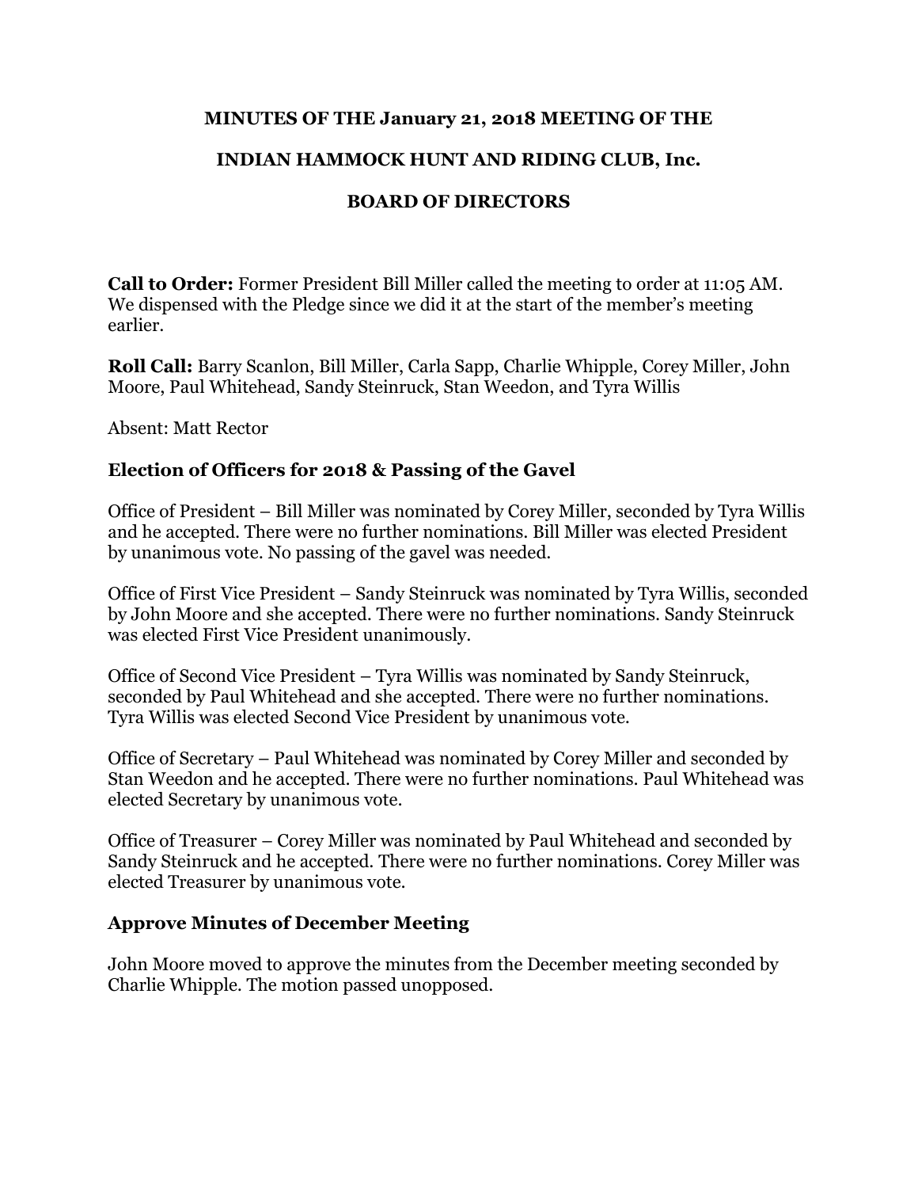**MINUTES OF THE January 21, 2018 MEETING OF THE**

**INDIAN HAMMOCK HUNT AND RIDING CLUB, Inc.**

**BOARD OF DIRECTORS**

**Call to Order:** Former President Bill Miller called the meeting to order at 11:05 AM. We dispensed with the Pledge since we did it at the start of the member's meeting earlier.

**Roll Call:** Barry Scanlon, Bill Miller, Carla Sapp, Charlie Whipple, Corey Miller, John Moore, Paul Whitehead, Sandy Steinruck, Stan Weedon, and Tyra Willis

Absent: Matt Rector

## Election of Officers for 2018 & Passing of the Gavel

Office of President – Bill Miller was nominated by Corey Miller, seconded by Tyra Willis and he accepted. There were no further nominations. Bill Miller was elected President by unanimous vote. No passing of the gavel was needed.

Office of First Vice President – Sandy Steinruck was nominated by Tyra Willis, seconded by John Moore and she accepted. There were no further nominations. Sandy Steinruck was elected First Vice President unanimously.

Office of Second Vice President – Tyra Willis was nominated by Sandy Steinruck, seconded by Paul Whitehead and she accepted. There were no further nominations. Tyra Willis was elected Second Vice President by unanimous vote.

Office of Secretary – Paul Whitehead was nominated by Corey Miller and seconded by Stan Weedon and he accepted. There were no further nominations. Paul Whitehead was elected Secretary by unanimous vote.

Office of Treasurer – Corey Miller was nominated by Paul Whitehead and seconded by Sandy Steinruck and he accepted. There were no further nominations. Corey Miller was elected Treasurer by unanimous vote.

## Approve Minutes of December Meeting

John Moore moved to approve the minutes from the December meeting seconded by Charlie Whipple. The motion passed unopposed.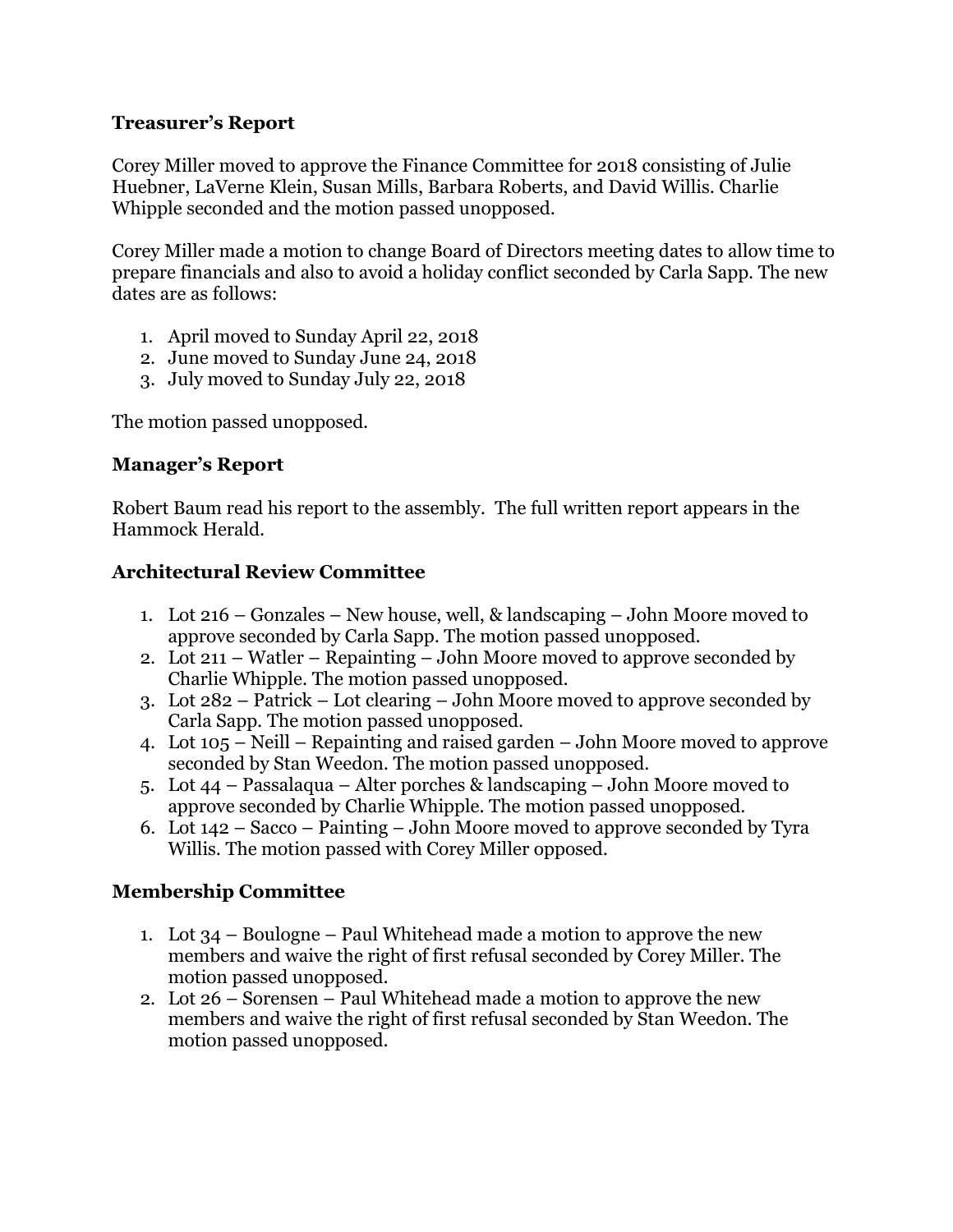### Treasurer's Report

Corey Miller moved to approve the Finance Committee for 2018 consisting of Julie Huebner, LaVerne Klein, Susan Mills, Barbara Roberts, and David Willis. Charlie Whipple seconded and the motion passed unopposed.

Corey Miller made a motion to change Board of Directors meeting dates to allow time to prepare financials and also to avoid a holiday conflict seconded by Carla Sapp. The new dates are as follows:

1. April moved to Sunday April 22, 2018
2. June moved to Sunday June 24, 2018
3. July moved to Sunday July 22, 2018

The motion passed unopposed.

### Manager's Report

Robert Baum read his report to the assembly. The full written report appears in the Hammock Herald.

### Architectural Review Committee

1. Lot 216 – Gonzales – New house, well, & landscaping – John Moore moved to approve seconded by Carla Sapp. The motion passed unopposed.
2. Lot 211 – Watler – Repainting – John Moore moved to approve seconded by Charlie Whipple. The motion passed unopposed.
3. Lot 282 – Patrick – Lot clearing – John Moore moved to approve seconded by Carla Sapp. The motion passed unopposed.
4. Lot 105 – Neill – Repainting and raised garden – John Moore moved to approve seconded by Stan Weedon. The motion passed unopposed.
5. Lot 44 – Passalaqua – Alter porches & landscaping – John Moore moved to approve seconded by Charlie Whipple. The motion passed unopposed.
6. Lot 142 – Sacco – Painting – John Moore moved to approve seconded by Tyra Willis. The motion passed with Corey Miller opposed.

### Membership Committee

1. Lot 34 – Boulogne – Paul Whitehead made a motion to approve the new members and waive the right of first refusal seconded by Corey Miller. The motion passed unopposed.
2. Lot 26 – Sorensen – Paul Whitehead made a motion to approve the new members and waive the right of first refusal seconded by Stan Weedon. The motion passed unopposed.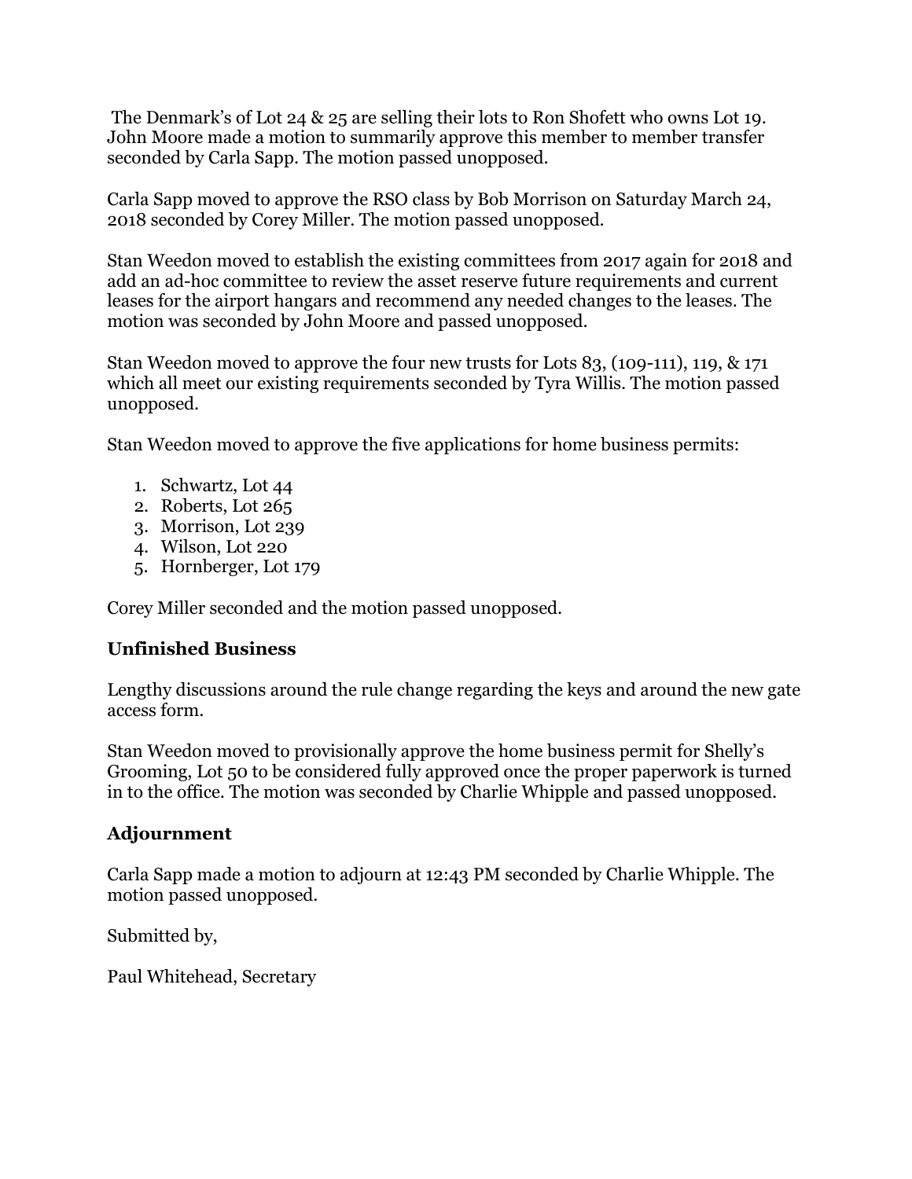The Denmark's of Lot 24 & 25 are selling their lots to Ron Shofett who owns Lot 19. John Moore made a motion to summarily approve this member to member transfer seconded by Carla Sapp. The motion passed unopposed.

Carla Sapp moved to approve the RSO class by Bob Morrison on Saturday March 24, 2018 seconded by Corey Miller. The motion passed unopposed.

Stan Weedon moved to establish the existing committees from 2017 again for 2018 and add an ad-hoc committee to review the asset reserve future requirements and current leases for the airport hangars and recommend any needed changes to the leases. The motion was seconded by John Moore and passed unopposed.

Stan Weedon moved to approve the four new trusts for Lots 83, (109-111), 119, & 171 which all meet our existing requirements seconded by Tyra Willis. The motion passed unopposed.

Stan Weedon moved to approve the five applications for home business permits:

1. Schwartz, Lot 44
2. Roberts, Lot 265
3. Morrison, Lot 239
4. Wilson, Lot 220
5. Hornberger, Lot 179

Corey Miller seconded and the motion passed unopposed.

### Unfinished Business

Lengthy discussions around the rule change regarding the keys and around the new gate access form.

Stan Weedon moved to provisionally approve the home business permit for Shelly's Grooming, Lot 50 to be considered fully approved once the proper paperwork is turned in to the office. The motion was seconded by Charlie Whipple and passed unopposed.

### Adjournment

Carla Sapp made a motion to adjourn at 12:43 PM seconded by Charlie Whipple. The motion passed unopposed.

Submitted by,

Paul Whitehead, Secretary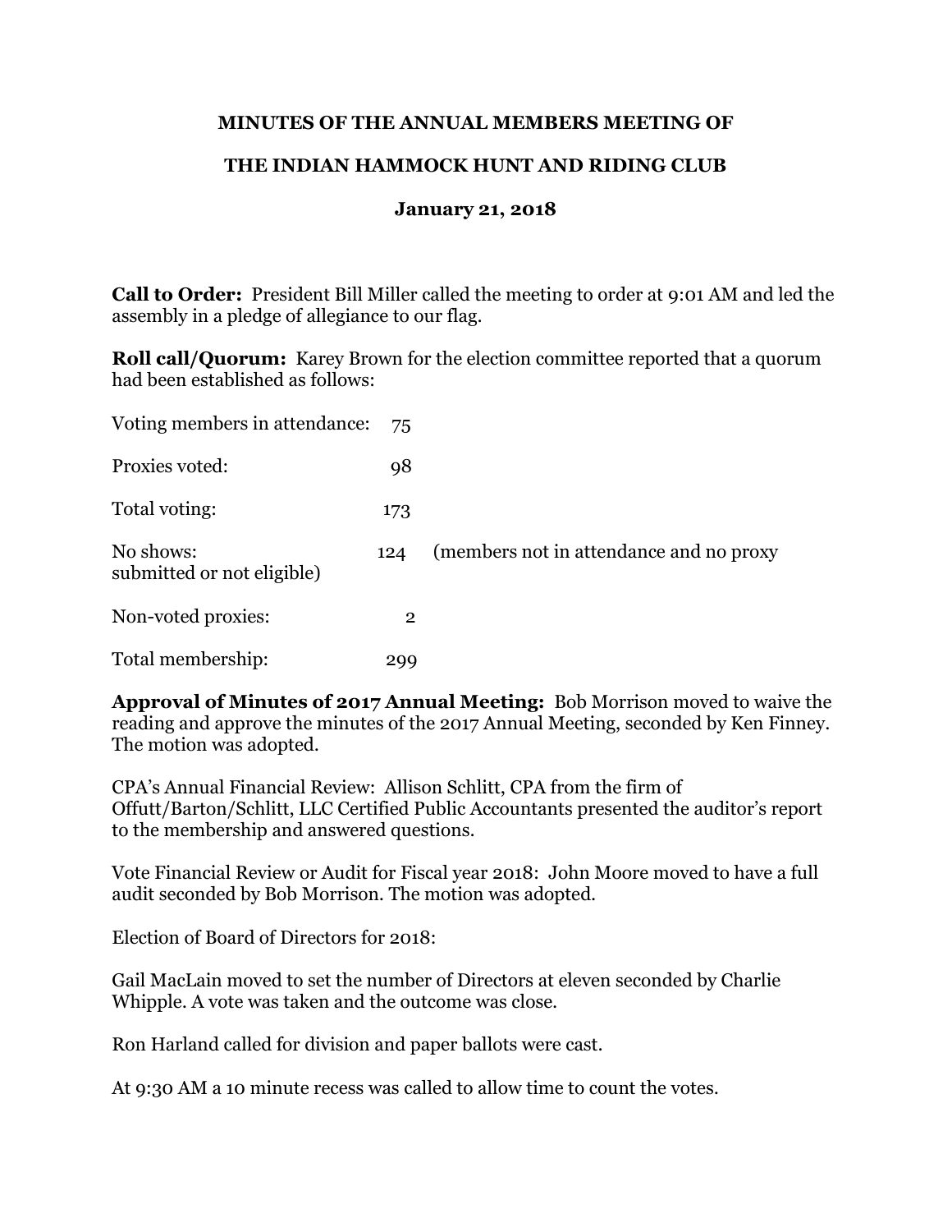**MINUTES OF THE ANNUAL MEMBERS MEETING OF**

**THE INDIAN HAMMOCK HUNT AND RIDING CLUB**

**January 21, 2018**

**Call to Order:** President Bill Miller called the meeting to order at 9:01 AM and led the assembly in a pledge of allegiance to our flag.

**Roll call/Quorum:** Karey Brown for the election committee reported that a quorum had been established as follows:

| | | |
|---|---|---|
| Voting members in attendance: | 75 | |
| Proxies voted: | 98 | |
| Total voting: | 173 | |
| No shows: | 124 | (members not in attendance and no proxy submitted or not eligible) |
| Non-voted proxies: | 2 | |
| Total membership: | 299 | |

**Approval of Minutes of 2017 Annual Meeting:** Bob Morrison moved to waive the reading and approve the minutes of the 2017 Annual Meeting, seconded by Ken Finney. The motion was adopted.

CPA's Annual Financial Review: Allison Schlitt, CPA from the firm of Offutt/Barton/Schlitt, LLC Certified Public Accountants presented the auditor's report to the membership and answered questions.

Vote Financial Review or Audit for Fiscal year 2018: John Moore moved to have a full audit seconded by Bob Morrison. The motion was adopted.

Election of Board of Directors for 2018:

Gail MacLain moved to set the number of Directors at eleven seconded by Charlie Whipple. A vote was taken and the outcome was close.

Ron Harland called for division and paper ballots were cast.

At 9:30 AM a 10 minute recess was called to allow time to count the votes.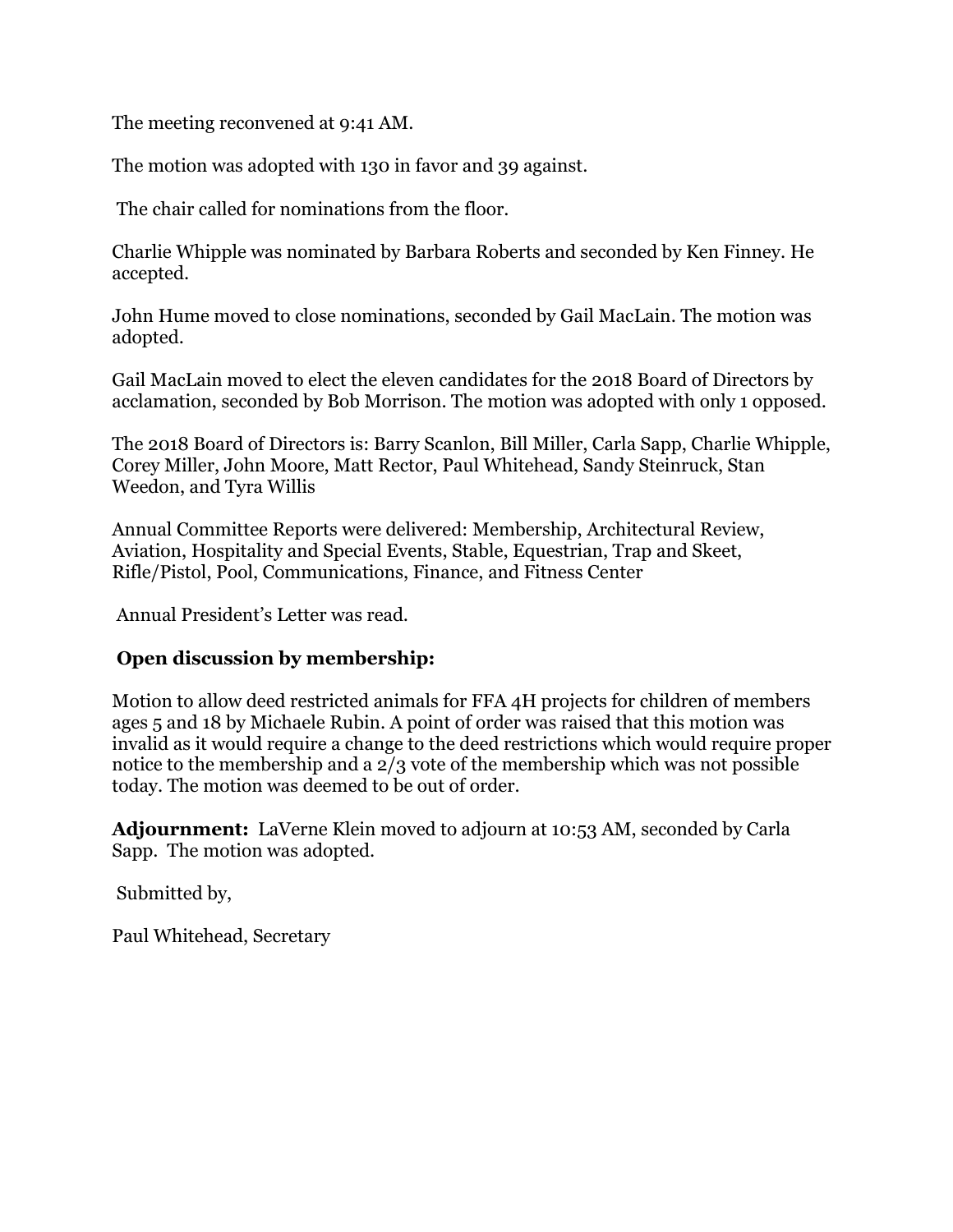The meeting reconvened at 9:41 AM.

The motion was adopted with 130 in favor and 39 against.

The chair called for nominations from the floor.

Charlie Whipple was nominated by Barbara Roberts and seconded by Ken Finney. He accepted.

John Hume moved to close nominations, seconded by Gail MacLain. The motion was adopted.

Gail MacLain moved to elect the eleven candidates for the 2018 Board of Directors by acclamation, seconded by Bob Morrison. The motion was adopted with only 1 opposed.

The 2018 Board of Directors is: Barry Scanlon, Bill Miller, Carla Sapp, Charlie Whipple, Corey Miller, John Moore, Matt Rector, Paul Whitehead, Sandy Steinruck, Stan Weedon, and Tyra Willis

Annual Committee Reports were delivered: Membership, Architectural Review, Aviation, Hospitality and Special Events, Stable, Equestrian, Trap and Skeet, Rifle/Pistol, Pool, Communications, Finance, and Fitness Center

Annual President's Letter was read.

**Open discussion by membership:**

Motion to allow deed restricted animals for FFA 4H projects for children of members ages 5 and 18 by Michaele Rubin. A point of order was raised that this motion was invalid as it would require a change to the deed restrictions which would require proper notice to the membership and a 2/3 vote of the membership which was not possible today. The motion was deemed to be out of order.

**Adjournment:** LaVerne Klein moved to adjourn at 10:53 AM, seconded by Carla Sapp. The motion was adopted.

Submitted by,

Paul Whitehead, Secretary